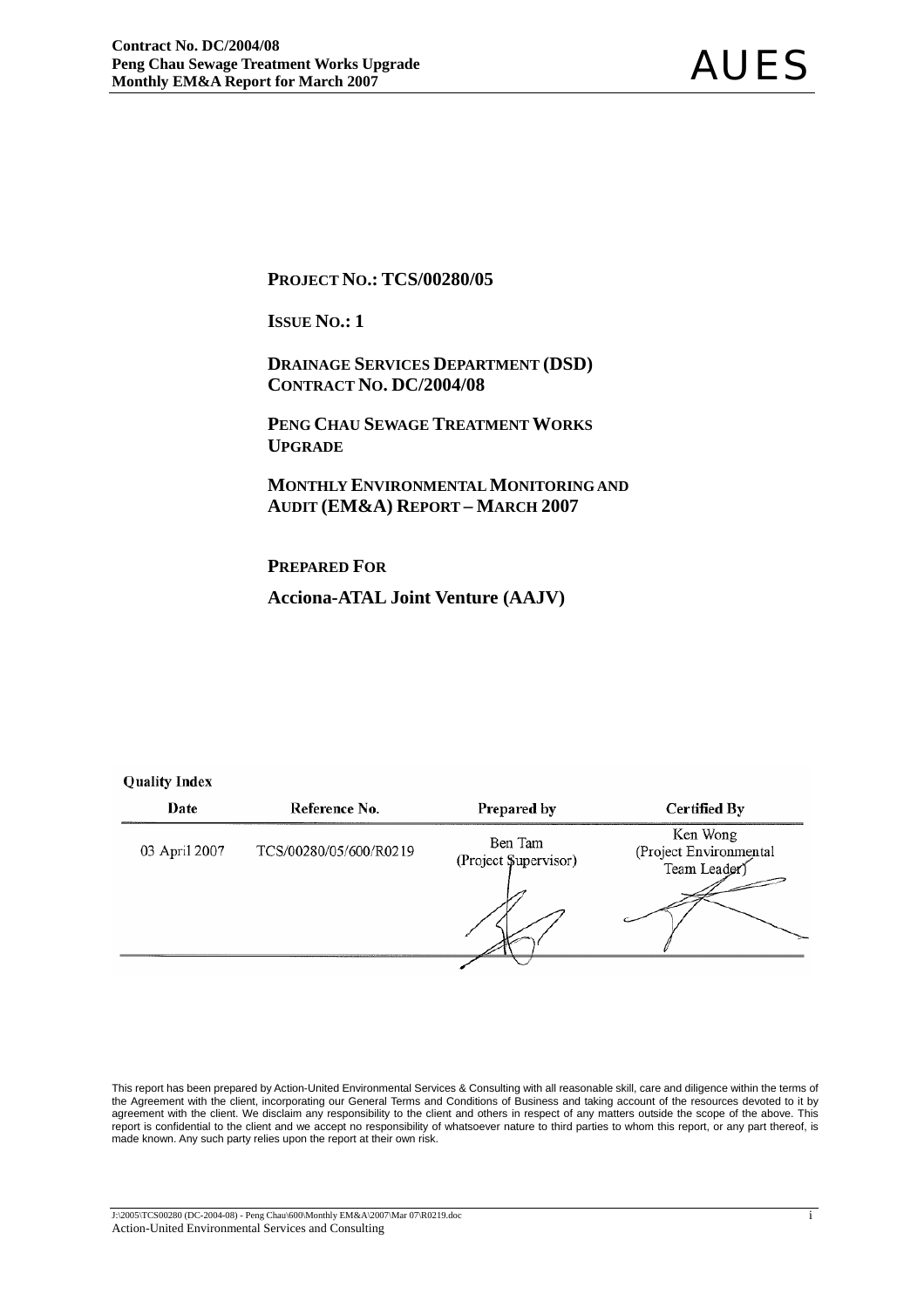**PROJECT NO.: TCS/00280/05**

**ISSUE NO.: 1**

**DRAINAGE SERVICES DEPARTMENT (DSD)**
**CONTRACT NO. DC/2004/08**

**PENG CHAU SEWAGE TREATMENT WORKS UPGRADE**

**MONTHLY ENVIRONMENTAL MONITORING AND AUDIT (EM&A) REPORT – MARCH 2007**

**PREPARED FOR**

**Acciona-ATAL Joint Venture (AAJV)**

**Quality Index**

| Date | Reference No. | Prepared by | Certified By |
|---|---|---|---|
| 03 April 2007 | TCS/00280/05/600/R0219 | Ben Tam (Project Supervisor) | Ken Wong (Project Environmental Team Leader) |

This report has been prepared by Action-United Environmental Services & Consulting with all reasonable skill, care and diligence within the terms of the Agreement with the client, incorporating our General Terms and Conditions of Business and taking account of the resources devoted to it by agreement with the client. We disclaim any responsibility to the client and others in respect of any matters outside the scope of the above. This report is confidential to the client and we accept no responsibility of whatsoever nature to third parties to whom this report, or any part thereof, is made known. Any such party relies upon the report at their own risk.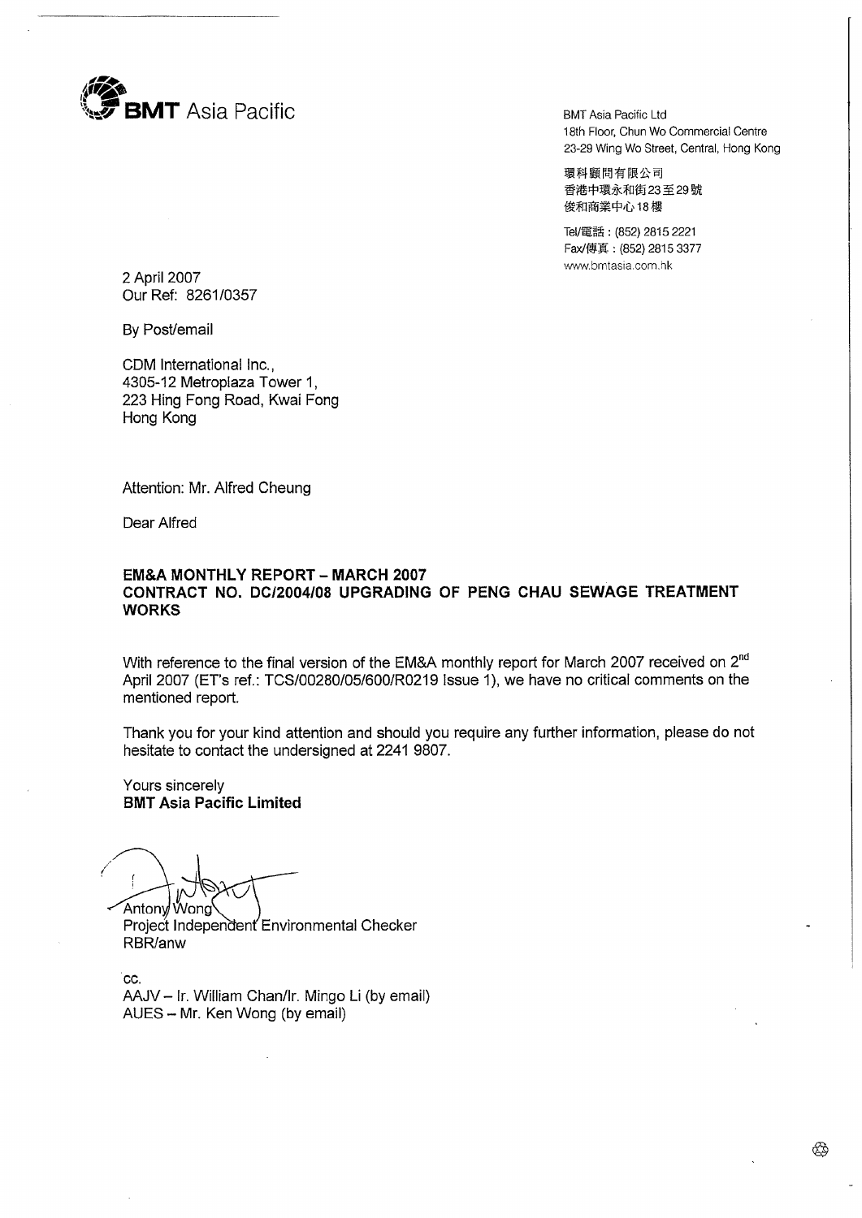**BMT** Asia Pacific

BMT Asia Pacific Ltd
18th Floor, Chun Wo Commercial Centre
23-29 Wing Wo Street, Central, Hong Kong

環科顧問有限公司
香港中環永和街23至29號
俊和商業中心18樓

Tel/電話：(852) 2815 2221
Fax/傳真：(852) 2815 3377
www.bmtasia.com.hk

2 April 2007
Our Ref: 8261/0357

By Post/email

CDM International Inc.,
4305-12 Metroplaza Tower 1,
223 Hing Fong Road, Kwai Fong
Hong Kong

Attention: Mr. Alfred Cheung

Dear Alfred

**EM&A MONTHLY REPORT – MARCH 2007**
**CONTRACT NO. DC/2004/08 UPGRADING OF PENG CHAU SEWAGE TREATMENT WORKS**

With reference to the final version of the EM&A monthly report for March 2007 received on 2nd April 2007 (ET's ref.: TCS/00280/05/600/R0219 Issue 1), we have no critical comments on the mentioned report.

Thank you for your kind attention and should you require any further information, please do not hesitate to contact the undersigned at 2241 9807.

Yours sincerely
**BMT Asia Pacific Limited**

Antony Wong
Project Independent Environmental Checker
RBR/anw

cc.
AAJV – Ir. William Chan/Ir. Mingo Li (by email)
AUES – Mr. Ken Wong (by email)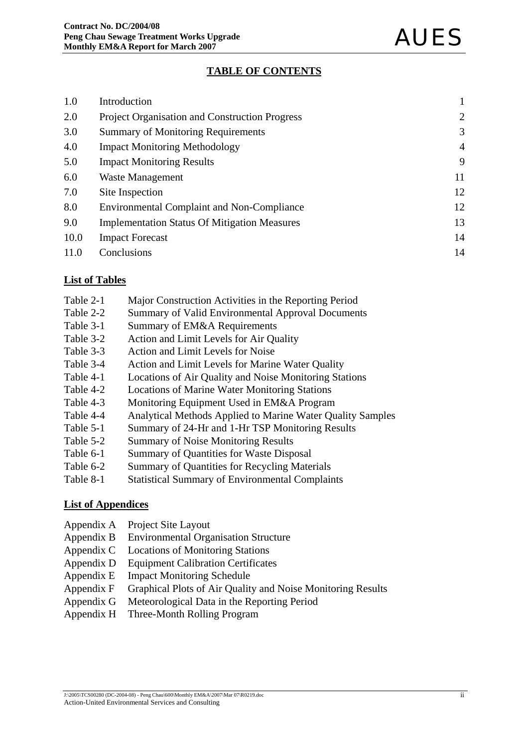## TABLE OF CONTENTS

| | | |
|---|---|---|
| 1.0 | Introduction | 1 |
| 2.0 | Project Organisation and Construction Progress | 2 |
| 3.0 | Summary of Monitoring Requirements | 3 |
| 4.0 | Impact Monitoring Methodology | 4 |
| 5.0 | Impact Monitoring Results | 9 |
| 6.0 | Waste Management | 11 |
| 7.0 | Site Inspection | 12 |
| 8.0 | Environmental Complaint and Non-Compliance | 12 |
| 9.0 | Implementation Status Of Mitigation Measures | 13 |
| 10.0 | Impact Forecast | 14 |
| 11.0 | Conclusions | 14 |

### List of Tables

- Table 2-1 Major Construction Activities in the Reporting Period
- Table 2-2 Summary of Valid Environmental Approval Documents
- Table 3-1 Summary of EM&A Requirements
- Table 3-2 Action and Limit Levels for Air Quality
- Table 3-3 Action and Limit Levels for Noise
- Table 3-4 Action and Limit Levels for Marine Water Quality
- Table 4-1 Locations of Air Quality and Noise Monitoring Stations
- Table 4-2 Locations of Marine Water Monitoring Stations
- Table 4-3 Monitoring Equipment Used in EM&A Program
- Table 4-4 Analytical Methods Applied to Marine Water Quality Samples
- Table 5-1 Summary of 24-Hr and 1-Hr TSP Monitoring Results
- Table 5-2 Summary of Noise Monitoring Results
- Table 6-1 Summary of Quantities for Waste Disposal
- Table 6-2 Summary of Quantities for Recycling Materials
- Table 8-1 Statistical Summary of Environmental Complaints

### List of Appendices

- Appendix A Project Site Layout
- Appendix B Environmental Organisation Structure
- Appendix C Locations of Monitoring Stations
- Appendix D Equipment Calibration Certificates
- Appendix E Impact Monitoring Schedule
- Appendix F Graphical Plots of Air Quality and Noise Monitoring Results
- Appendix G Meteorological Data in the Reporting Period
- Appendix H Three-Month Rolling Program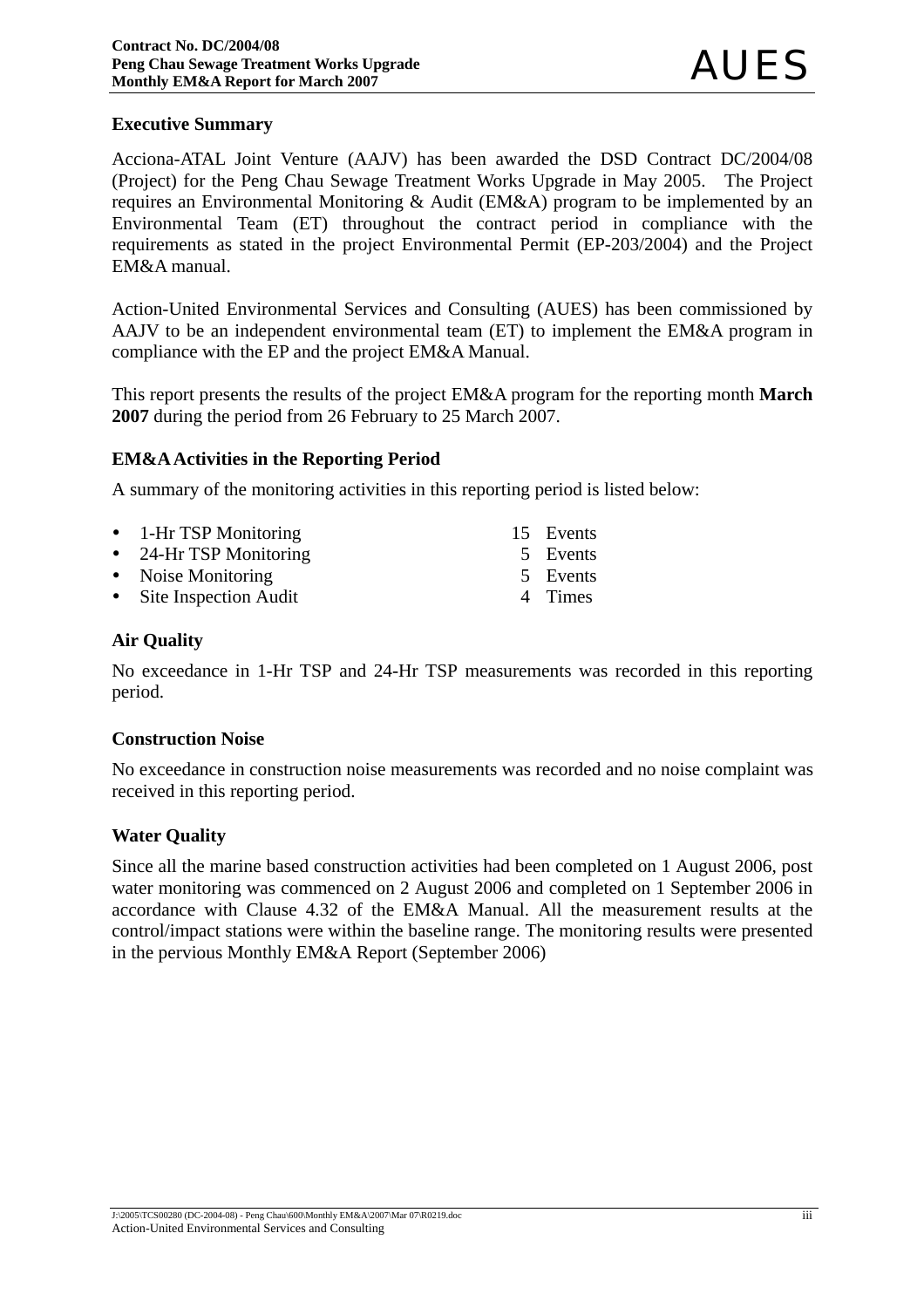## Executive Summary

Acciona-ATAL Joint Venture (AAJV) has been awarded the DSD Contract DC/2004/08 (Project) for the Peng Chau Sewage Treatment Works Upgrade in May 2005. The Project requires an Environmental Monitoring & Audit (EM&A) program to be implemented by an Environmental Team (ET) throughout the contract period in compliance with the requirements as stated in the project Environmental Permit (EP-203/2004) and the Project EM&A manual.

Action-United Environmental Services and Consulting (AUES) has been commissioned by AAJV to be an independent environmental team (ET) to implement the EM&A program in compliance with the EP and the project EM&A Manual.

This report presents the results of the project EM&A program for the reporting month **March 2007** during the period from 26 February to 25 March 2007.

### EM&A Activities in the Reporting Period

A summary of the monitoring activities in this reporting period is listed below:

- 1-Hr TSP Monitoring 15 Events
- 24-Hr TSP Monitoring 5 Events
- Noise Monitoring 5 Events
- Site Inspection Audit 4 Times

### Air Quality

No exceedance in 1-Hr TSP and 24-Hr TSP measurements was recorded in this reporting period.

### Construction Noise

No exceedance in construction noise measurements was recorded and no noise complaint was received in this reporting period.

### Water Quality

Since all the marine based construction activities had been completed on 1 August 2006, post water monitoring was commenced on 2 August 2006 and completed on 1 September 2006 in accordance with Clause 4.32 of the EM&A Manual. All the measurement results at the control/impact stations were within the baseline range. The monitoring results were presented in the pervious Monthly EM&A Report (September 2006)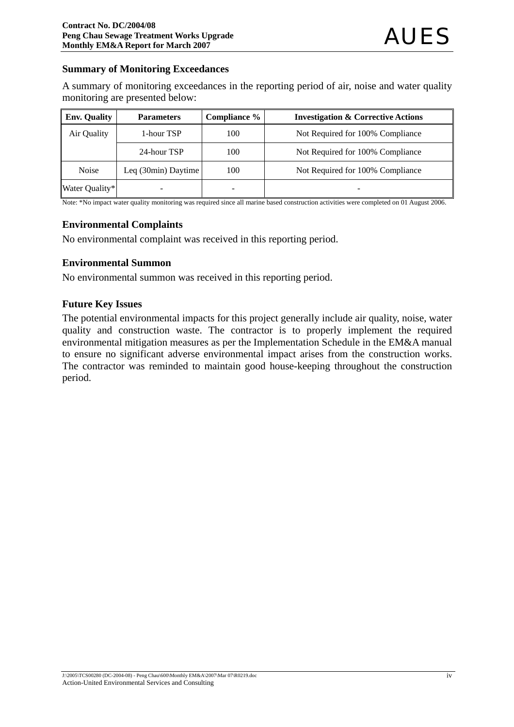## Summary of Monitoring Exceedances

A summary of monitoring exceedances in the reporting period of air, noise and water quality monitoring are presented below:

| Env. Quality | Parameters | Compliance % | Investigation & Corrective Actions |
|---|---|---|---|
| Air Quality | 1-hour TSP | 100 | Not Required for 100% Compliance |
| | 24-hour TSP | 100 | Not Required for 100% Compliance |
| Noise | Leq (30min) Daytime | 100 | Not Required for 100% Compliance |
| Water Quality* | - | - | - |

Note: *No impact water quality monitoring was required since all marine based construction activities were completed on 01 August 2006.

## Environmental Complaints

No environmental complaint was received in this reporting period.

## Environmental Summon

No environmental summon was received in this reporting period.

## Future Key Issues

The potential environmental impacts for this project generally include air quality, noise, water quality and construction waste. The contractor is to properly implement the required environmental mitigation measures as per the Implementation Schedule in the EM&A manual to ensure no significant adverse environmental impact arises from the construction works. The contractor was reminded to maintain good house-keeping throughout the construction period.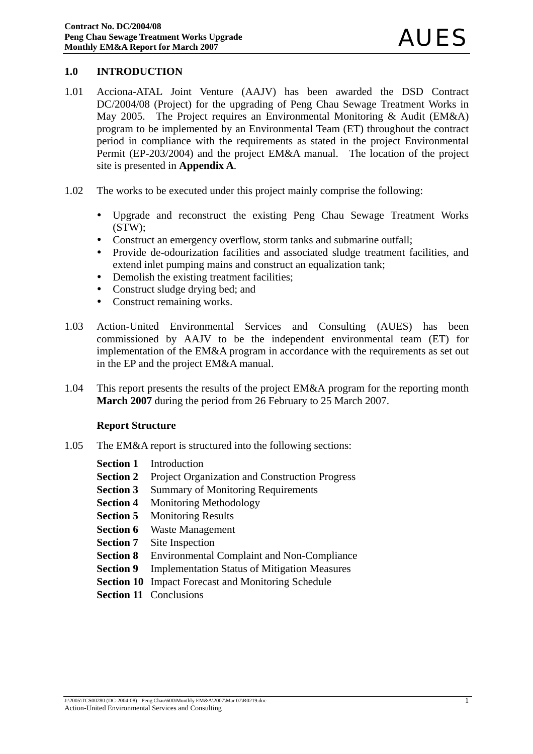# 1.0 INTRODUCTION

1.01 Acciona-ATAL Joint Venture (AAJV) has been awarded the DSD Contract DC/2004/08 (Project) for the upgrading of Peng Chau Sewage Treatment Works in May 2005. The Project requires an Environmental Monitoring & Audit (EM&A) program to be implemented by an Environmental Team (ET) throughout the contract period in compliance with the requirements as stated in the project Environmental Permit (EP-203/2004) and the project EM&A manual. The location of the project site is presented in **Appendix A**.

1.02 The works to be executed under this project mainly comprise the following:

- Upgrade and reconstruct the existing Peng Chau Sewage Treatment Works (STW);
- Construct an emergency overflow, storm tanks and submarine outfall;
- Provide de-odourization facilities and associated sludge treatment facilities, and extend inlet pumping mains and construct an equalization tank;
- Demolish the existing treatment facilities;
- Construct sludge drying bed; and
- Construct remaining works.

1.03 Action-United Environmental Services and Consulting (AUES) has been commissioned by AAJV to be the independent environmental team (ET) for implementation of the EM&A program in accordance with the requirements as set out in the EP and the project EM&A manual.

1.04 This report presents the results of the project EM&A program for the reporting month **March 2007** during the period from 26 February to 25 March 2007.

### Report Structure

1.05 The EM&A report is structured into the following sections:

**Section 1** Introduction
**Section 2** Project Organization and Construction Progress
**Section 3** Summary of Monitoring Requirements
**Section 4** Monitoring Methodology
**Section 5** Monitoring Results
**Section 6** Waste Management
**Section 7** Site Inspection
**Section 8** Environmental Complaint and Non-Compliance
**Section 9** Implementation Status of Mitigation Measures
**Section 10** Impact Forecast and Monitoring Schedule
**Section 11** Conclusions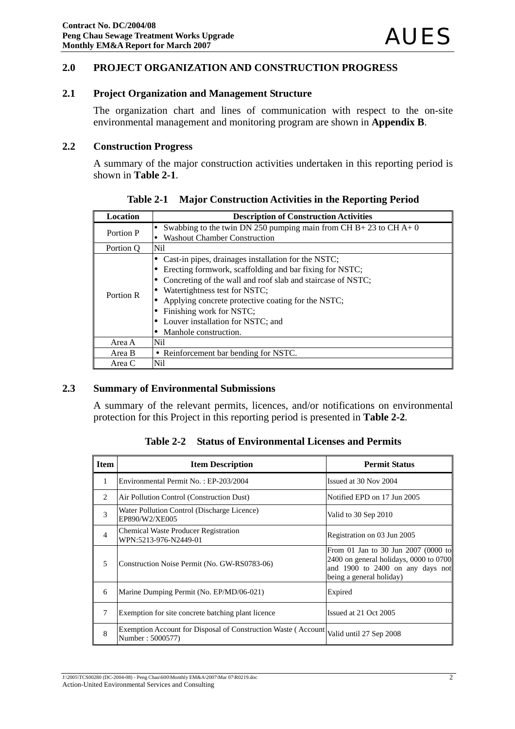## 2.0 PROJECT ORGANIZATION AND CONSTRUCTION PROGRESS

### 2.1 Project Organization and Management Structure

The organization chart and lines of communication with respect to the on-site environmental management and monitoring program are shown in **Appendix B**.

### 2.2 Construction Progress

A summary of the major construction activities undertaken in this reporting period is shown in **Table 2-1**.

**Table 2-1 Major Construction Activities in the Reporting Period**

| Location | Description of Construction Activities |
|---|---|
| Portion P | • Swabbing to the twin DN 250 pumping main from CH B+ 23 to CH A+ 0<br>• Washout Chamber Construction |
| Portion Q | Nil |
| Portion R | • Cast-in pipes, drainages installation for the NSTC;<br>• Erecting formwork, scaffolding and bar fixing for NSTC;<br>• Concreting of the wall and roof slab and staircase of NSTC;<br>• Watertightness test for NSTC;<br>• Applying concrete protective coating for the NSTC;<br>• Finishing work for NSTC;<br>• Louver installation for NSTC; and<br>• Manhole construction. |
| Area A | Nil |
| Area B | • Reinforcement bar bending for NSTC. |
| Area C | Nil |

### 2.3 Summary of Environmental Submissions

A summary of the relevant permits, licences, and/or notifications on environmental protection for this Project in this reporting period is presented in **Table 2-2**.

**Table 2-2 Status of Environmental Licenses and Permits**

| Item | Item Description | Permit Status |
|---|---|---|
| 1 | Environmental Permit No. : EP-203/2004 | Issued at 30 Nov 2004 |
| 2 | Air Pollution Control (Construction Dust) | Notified EPD on 17 Jun 2005 |
| 3 | Water Pollution Control (Discharge Licence) EP890/W2/XE005 | Valid to 30 Sep 2010 |
| 4 | Chemical Waste Producer Registration WPN:5213-976-N2449-01 | Registration on 03 Jun 2005 |
| 5 | Construction Noise Permit (No. GW-RS0783-06) | From 01 Jan to 30 Jun 2007 (0000 to 2400 on general holidays, 0000 to 0700 and 1900 to 2400 on any days not being a general holiday) |
| 6 | Marine Dumping Permit (No. EP/MD/06-021) | Expired |
| 7 | Exemption for site concrete batching plant licence | Issued at 21 Oct 2005 |
| 8 | Exemption Account for Disposal of Construction Waste ( Account Number : 5000577) | Valid until 27 Sep 2008 |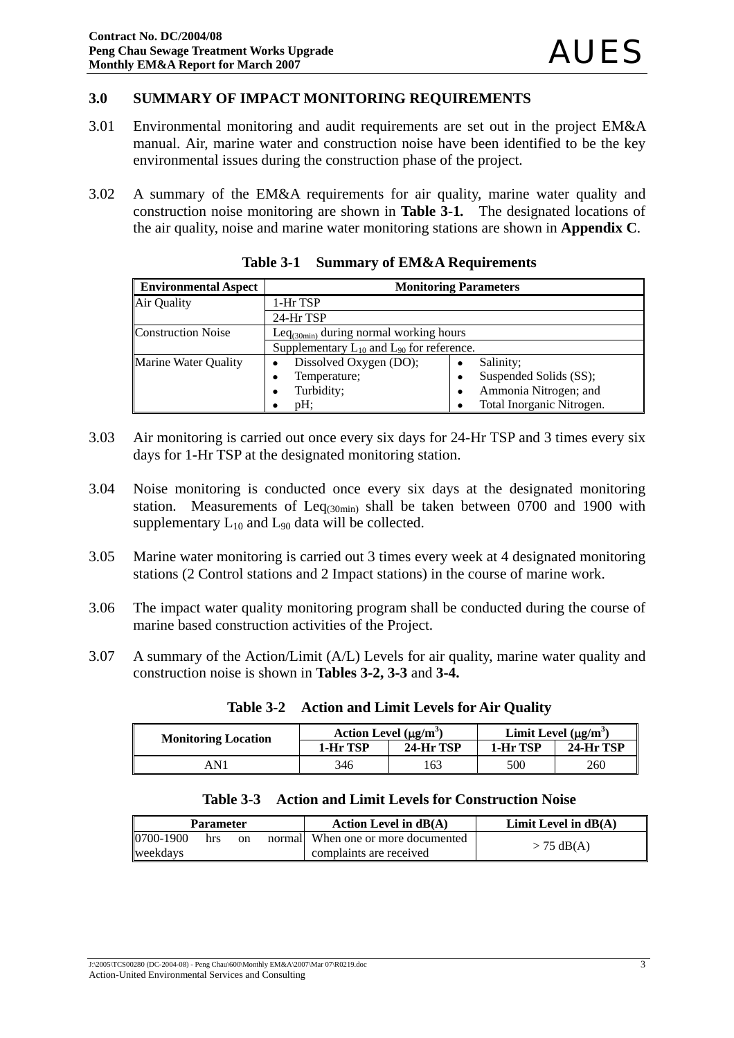## 3.0 SUMMARY OF IMPACT MONITORING REQUIREMENTS

3.01 Environmental monitoring and audit requirements are set out in the project EM&A manual. Air, marine water and construction noise have been identified to be the key environmental issues during the construction phase of the project.

3.02 A summary of the EM&A requirements for air quality, marine water quality and construction noise monitoring are shown in **Table 3-1.** The designated locations of the air quality, noise and marine water monitoring stations are shown in **Appendix C**.

**Table 3-1 Summary of EM&A Requirements**

| Environmental Aspect | Monitoring Parameters | |
|---|---|---|
| Air Quality | 1-Hr TSP | |
| | 24-Hr TSP | |
| Construction Noise | $Leq_{(30min)}$ during normal working hours | |
| | Supplementary $L_{10}$ and $L_{90}$ for reference. | |
| Marine Water Quality | • Dissolved Oxygen (DO);<br>• Temperature;<br>• Turbidity;<br>• pH; | • Salinity;<br>• Suspended Solids (SS);<br>• Ammonia Nitrogen; and<br>• Total Inorganic Nitrogen. |

3.03 Air monitoring is carried out once every six days for 24-Hr TSP and 3 times every six days for 1-Hr TSP at the designated monitoring station.

3.04 Noise monitoring is conducted once every six days at the designated monitoring station. Measurements of $Leq_{(30min)}$ shall be taken between 0700 and 1900 with supplementary $L_{10}$ and $L_{90}$ data will be collected.

3.05 Marine water monitoring is carried out 3 times every week at 4 designated monitoring stations (2 Control stations and 2 Impact stations) in the course of marine work.

3.06 The impact water quality monitoring program shall be conducted during the course of marine based construction activities of the Project.

3.07 A summary of the Action/Limit (A/L) Levels for air quality, marine water quality and construction noise is shown in **Tables 3-2, 3-3** and **3-4.**

**Table 3-2 Action and Limit Levels for Air Quality**

| Monitoring Location | Action Level ($\mu g/m^3$) | | Limit Level ($\mu g/m^3$) | |
|---|---|---|---|---|
| | 1-Hr TSP | 24-Hr TSP | 1-Hr TSP | 24-Hr TSP |
| AN1 | 346 | 163 | 500 | 260 |

**Table 3-3 Action and Limit Levels for Construction Noise**

| Parameter | Action Level in dB(A) | Limit Level in dB(A) |
|---|---|---|
| 0700-1900 hrs on normal weekdays | When one or more documented complaints are received | > 75 dB(A) |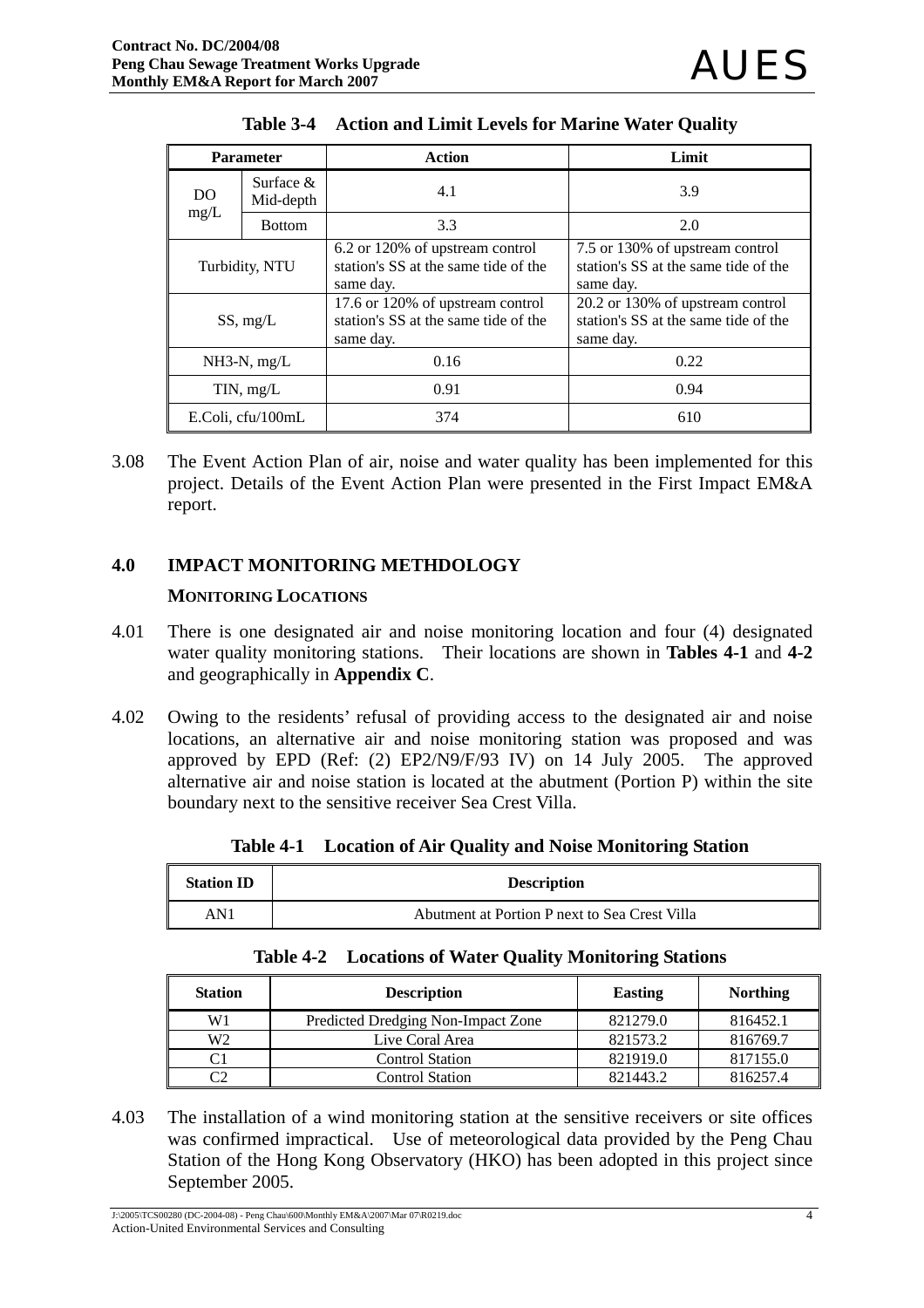**Table 3-4 Action and Limit Levels for Marine Water Quality**

| Parameter | | Action | Limit |
|---|---|---|---|
| DO mg/L | Surface & Mid-depth | 4.1 | 3.9 |
| | Bottom | 3.3 | 2.0 |
| Turbidity, NTU | | 6.2 or 120% of upstream control station's SS at the same tide of the same day. | 7.5 or 130% of upstream control station's SS at the same tide of the same day. |
| SS, mg/L | | 17.6 or 120% of upstream control station's SS at the same tide of the same day. | 20.2 or 130% of upstream control station's SS at the same tide of the same day. |
| NH3-N, mg/L | | 0.16 | 0.22 |
| TIN, mg/L | | 0.91 | 0.94 |
| E.Coli, cfu/100mL | | 374 | 610 |

3.08 The Event Action Plan of air, noise and water quality has been implemented for this project. Details of the Event Action Plan were presented in the First Impact EM&A report.

## 4.0 IMPACT MONITORING METHDOLOGY

### MONITORING LOCATIONS

4.01 There is one designated air and noise monitoring location and four (4) designated water quality monitoring stations. Their locations are shown in **Tables 4-1** and **4-2** and geographically in **Appendix C**.

4.02 Owing to the residents' refusal of providing access to the designated air and noise locations, an alternative air and noise monitoring station was proposed and was approved by EPD (Ref: (2) EP2/N9/F/93 IV) on 14 July 2005. The approved alternative air and noise station is located at the abutment (Portion P) within the site boundary next to the sensitive receiver Sea Crest Villa.

**Table 4-1 Location of Air Quality and Noise Monitoring Station**

| Station ID | Description |
|---|---|
| AN1 | Abutment at Portion P next to Sea Crest Villa |

**Table 4-2 Locations of Water Quality Monitoring Stations**

| Station | Description | Easting | Northing |
|---|---|---|---|
| W1 | Predicted Dredging Non-Impact Zone | 821279.0 | 816452.1 |
| W2 | Live Coral Area | 821573.2 | 816769.7 |
| C1 | Control Station | 821919.0 | 817155.0 |
| C2 | Control Station | 821443.2 | 816257.4 |

4.03 The installation of a wind monitoring station at the sensitive receivers or site offices was confirmed impractical. Use of meteorological data provided by the Peng Chau Station of the Hong Kong Observatory (HKO) has been adopted in this project since September 2005.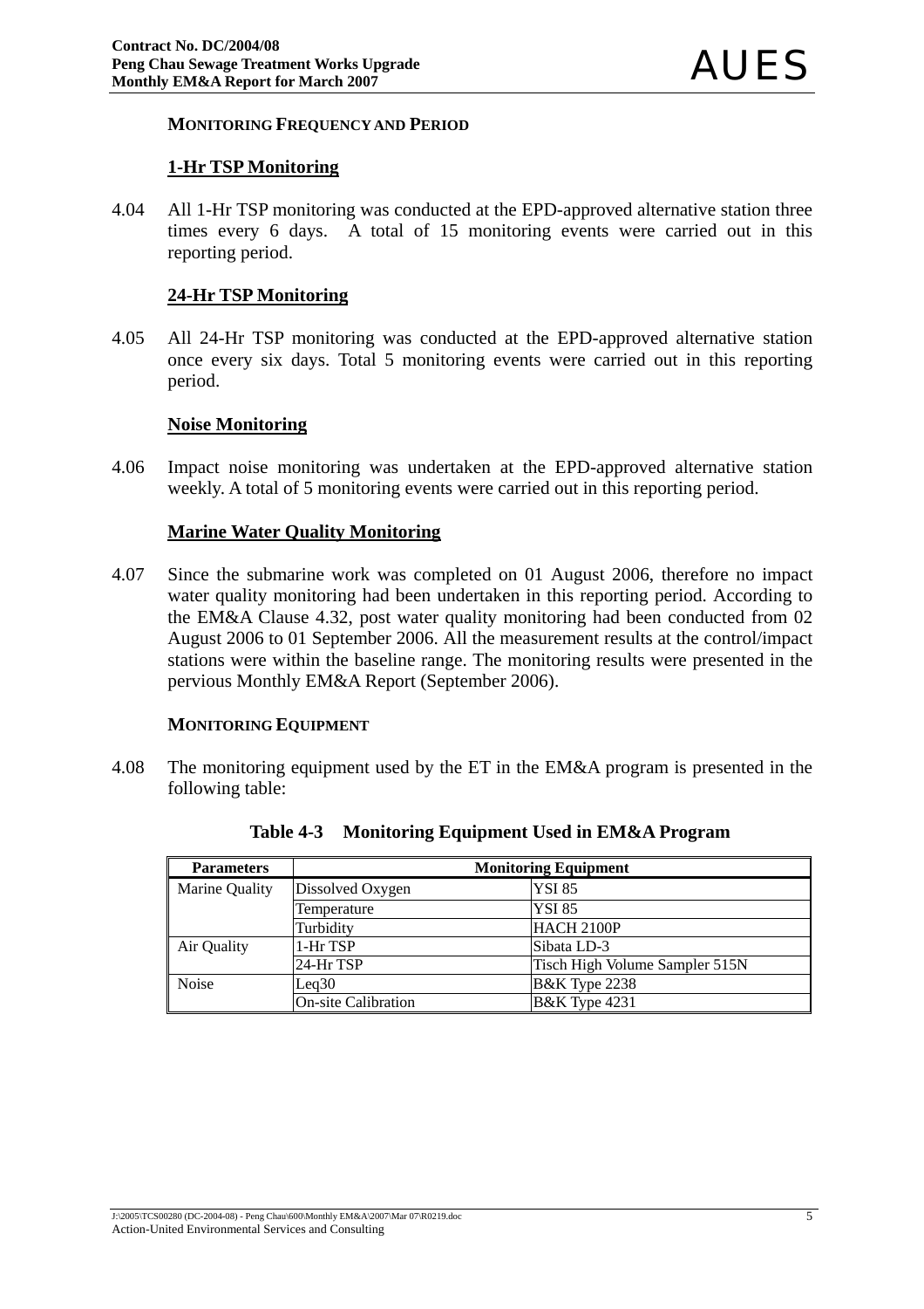### MONITORING FREQUENCY AND PERIOD

#### 1-Hr TSP Monitoring

4.04 All 1-Hr TSP monitoring was conducted at the EPD-approved alternative station three times every 6 days. A total of 15 monitoring events were carried out in this reporting period.

#### 24-Hr TSP Monitoring

4.05 All 24-Hr TSP monitoring was conducted at the EPD-approved alternative station once every six days. Total 5 monitoring events were carried out in this reporting period.

#### Noise Monitoring

4.06 Impact noise monitoring was undertaken at the EPD-approved alternative station weekly. A total of 5 monitoring events were carried out in this reporting period.

#### Marine Water Quality Monitoring

4.07 Since the submarine work was completed on 01 August 2006, therefore no impact water quality monitoring had been undertaken in this reporting period. According to the EM&A Clause 4.32, post water quality monitoring had been conducted from 02 August 2006 to 01 September 2006. All the measurement results at the control/impact stations were within the baseline range. The monitoring results were presented in the pervious Monthly EM&A Report (September 2006).

### MONITORING EQUIPMENT

4.08 The monitoring equipment used by the ET in the EM&A program is presented in the following table:

**Table 4-3 Monitoring Equipment Used in EM&A Program**

| Parameters | Monitoring Equipment | |
|---|---|---|
| Marine Quality | Dissolved Oxygen | YSI 85 |
| | Temperature | YSI 85 |
| | Turbidity | HACH 2100P |
| Air Quality | 1-Hr TSP | Sibata LD-3 |
| | 24-Hr TSP | Tisch High Volume Sampler 515N |
| Noise | Leq30 | B&K Type 2238 |
| | On-site Calibration | B&K Type 4231 |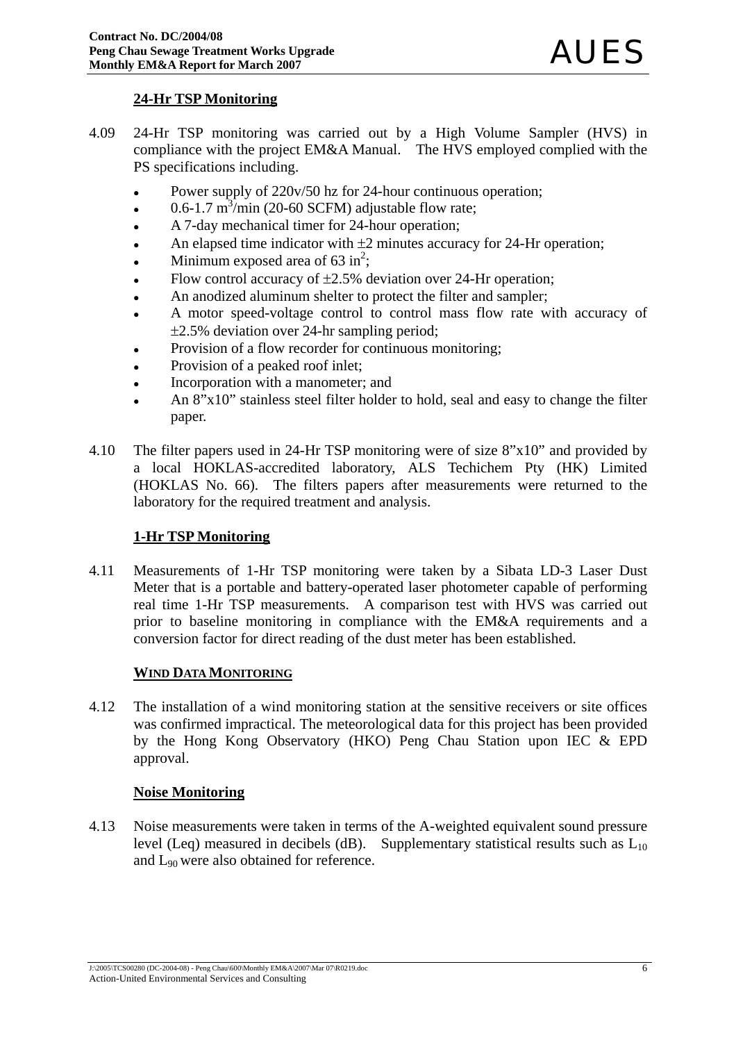### 24-Hr TSP Monitoring

4.09 24-Hr TSP monitoring was carried out by a High Volume Sampler (HVS) in compliance with the project EM&A Manual. The HVS employed complied with the PS specifications including.

- Power supply of 220v/50 hz for 24-hour continuous operation;
- 0.6-1.7 $m^3$/min (20-60 SCFM) adjustable flow rate;
- A 7-day mechanical timer for 24-hour operation;
- An elapsed time indicator with ±2 minutes accuracy for 24-Hr operation;
- Minimum exposed area of 63 $in^2$;
- Flow control accuracy of ±2.5% deviation over 24-Hr operation;
- An anodized aluminum shelter to protect the filter and sampler;
- A motor speed-voltage control to control mass flow rate with accuracy of ±2.5% deviation over 24-hr sampling period;
- Provision of a flow recorder for continuous monitoring;
- Provision of a peaked roof inlet;
- Incorporation with a manometer; and
- An 8"x10" stainless steel filter holder to hold, seal and easy to change the filter paper.

4.10 The filter papers used in 24-Hr TSP monitoring were of size 8"x10" and provided by a local HOKLAS-accredited laboratory, ALS Techichem Pty (HK) Limited (HOKLAS No. 66). The filters papers after measurements were returned to the laboratory for the required treatment and analysis.

### 1-Hr TSP Monitoring

4.11 Measurements of 1-Hr TSP monitoring were taken by a Sibata LD-3 Laser Dust Meter that is a portable and battery-operated laser photometer capable of performing real time 1-Hr TSP measurements. A comparison test with HVS was carried out prior to baseline monitoring in compliance with the EM&A requirements and a conversion factor for direct reading of the dust meter has been established.

### WIND DATA MONITORING

4.12 The installation of a wind monitoring station at the sensitive receivers or site offices was confirmed impractical. The meteorological data for this project has been provided by the Hong Kong Observatory (HKO) Peng Chau Station upon IEC & EPD approval.

### Noise Monitoring

4.13 Noise measurements were taken in terms of the A-weighted equivalent sound pressure level (Leq) measured in decibels (dB). Supplementary statistical results such as $L_{10}$ and $L_{90}$ were also obtained for reference.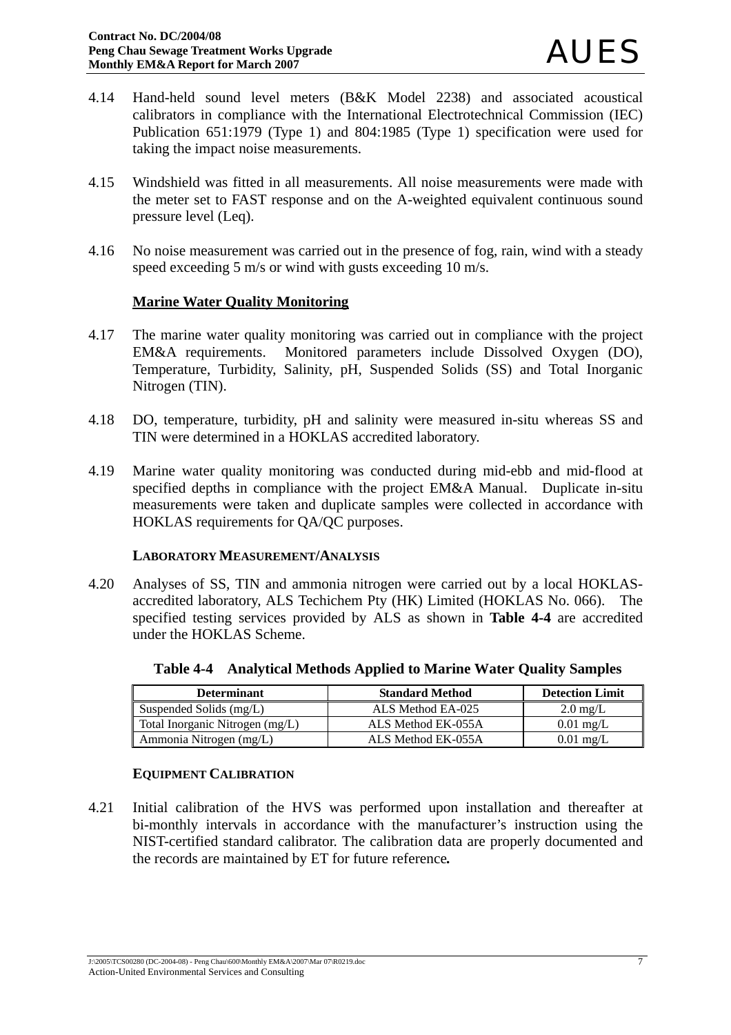4.14 Hand-held sound level meters (B&K Model 2238) and associated acoustical calibrators in compliance with the International Electrotechnical Commission (IEC) Publication 651:1979 (Type 1) and 804:1985 (Type 1) specification were used for taking the impact noise measurements.

4.15 Windshield was fitted in all measurements. All noise measurements were made with the meter set to FAST response and on the A-weighted equivalent continuous sound pressure level (Leq).

4.16 No noise measurement was carried out in the presence of fog, rain, wind with a steady speed exceeding 5 m/s or wind with gusts exceeding 10 m/s.

**Marine Water Quality Monitoring**

4.17 The marine water quality monitoring was carried out in compliance with the project EM&A requirements. Monitored parameters include Dissolved Oxygen (DO), Temperature, Turbidity, Salinity, pH, Suspended Solids (SS) and Total Inorganic Nitrogen (TIN).

4.18 DO, temperature, turbidity, pH and salinity were measured in-situ whereas SS and TIN were determined in a HOKLAS accredited laboratory.

4.19 Marine water quality monitoring was conducted during mid-ebb and mid-flood at specified depths in compliance with the project EM&A Manual. Duplicate in-situ measurements were taken and duplicate samples were collected in accordance with HOKLAS requirements for QA/QC purposes.

**LABORATORY MEASUREMENT/ANALYSIS**

4.20 Analyses of SS, TIN and ammonia nitrogen were carried out by a local HOKLAS-accredited laboratory, ALS Techichem Pty (HK) Limited (HOKLAS No. 066). The specified testing services provided by ALS as shown in **Table 4-4** are accredited under the HOKLAS Scheme.

**Table 4-4 Analytical Methods Applied to Marine Water Quality Samples**

| Determinant | Standard Method | Detection Limit |
|---|---|---|
| Suspended Solids (mg/L) | ALS Method EA-025 | 2.0 mg/L |
| Total Inorganic Nitrogen (mg/L) | ALS Method EK-055A | 0.01 mg/L |
| Ammonia Nitrogen (mg/L) | ALS Method EK-055A | 0.01 mg/L |

**EQUIPMENT CALIBRATION**

4.21 Initial calibration of the HVS was performed upon installation and thereafter at bi-monthly intervals in accordance with the manufacturer's instruction using the NIST-certified standard calibrator. The calibration data are properly documented and the records are maintained by ET for future reference**.**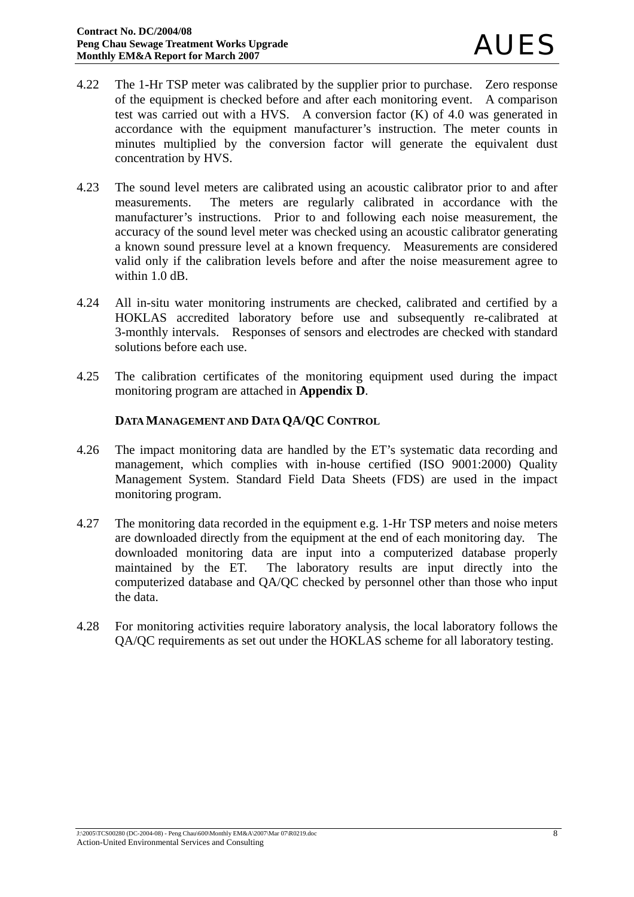4.22 The 1-Hr TSP meter was calibrated by the supplier prior to purchase. Zero response of the equipment is checked before and after each monitoring event. A comparison test was carried out with a HVS. A conversion factor (K) of 4.0 was generated in accordance with the equipment manufacturer's instruction. The meter counts in minutes multiplied by the conversion factor will generate the equivalent dust concentration by HVS.

4.23 The sound level meters are calibrated using an acoustic calibrator prior to and after measurements. The meters are regularly calibrated in accordance with the manufacturer's instructions. Prior to and following each noise measurement, the accuracy of the sound level meter was checked using an acoustic calibrator generating a known sound pressure level at a known frequency. Measurements are considered valid only if the calibration levels before and after the noise measurement agree to within 1.0 dB.

4.24 All in-situ water monitoring instruments are checked, calibrated and certified by a HOKLAS accredited laboratory before use and subsequently re-calibrated at 3-monthly intervals. Responses of sensors and electrodes are checked with standard solutions before each use.

4.25 The calibration certificates of the monitoring equipment used during the impact monitoring program are attached in **Appendix D**.

### DATA MANAGEMENT AND DATA QA/QC CONTROL

4.26 The impact monitoring data are handled by the ET's systematic data recording and management, which complies with in-house certified (ISO 9001:2000) Quality Management System. Standard Field Data Sheets (FDS) are used in the impact monitoring program.

4.27 The monitoring data recorded in the equipment e.g. 1-Hr TSP meters and noise meters are downloaded directly from the equipment at the end of each monitoring day. The downloaded monitoring data are input into a computerized database properly maintained by the ET. The laboratory results are input directly into the computerized database and QA/QC checked by personnel other than those who input the data.

4.28 For monitoring activities require laboratory analysis, the local laboratory follows the QA/QC requirements as set out under the HOKLAS scheme for all laboratory testing.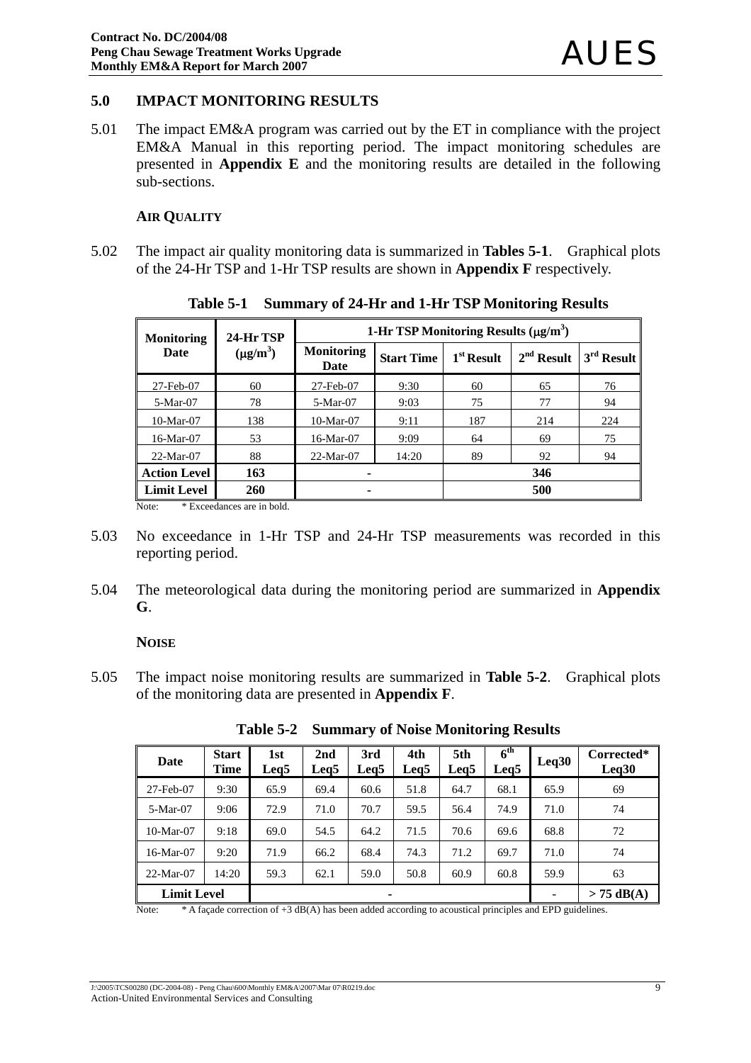## 5.0 IMPACT MONITORING RESULTS

5.01 The impact EM&A program was carried out by the ET in compliance with the project EM&A Manual in this reporting period. The impact monitoring schedules are presented in **Appendix E** and the monitoring results are detailed in the following sub-sections.

### AIR QUALITY

5.02 The impact air quality monitoring data is summarized in **Tables 5-1**. Graphical plots of the 24-Hr TSP and 1-Hr TSP results are shown in **Appendix F** respectively.

**Table 5-1 Summary of 24-Hr and 1-Hr TSP Monitoring Results**

| Monitoring Date | 24-Hr TSP ($\mu g/m^3$) | 1-Hr TSP Monitoring Results ($\mu g/m^3$) | | | | |
|---|---|---|---|---|---|---|
| | | Monitoring Date | Start Time | 1st Result | 2nd Result | 3rd Result |
| 27-Feb-07 | 60 | 27-Feb-07 | 9:30 | 60 | 65 | 76 |
| 5-Mar-07 | 78 | 5-Mar-07 | 9:03 | 75 | 77 | 94 |
| 10-Mar-07 | 138 | 10-Mar-07 | 9:11 | 187 | 214 | 224 |
| 16-Mar-07 | 53 | 16-Mar-07 | 9:09 | 64 | 69 | 75 |
| 22-Mar-07 | 88 | 22-Mar-07 | 14:20 | 89 | 92 | 94 |
| **Action Level** | **163** | - | | **346** | | |
| **Limit Level** | **260** | - | | **500** | | |

Note: * Exceedances are in bold.

5.03 No exceedance in 1-Hr TSP and 24-Hr TSP measurements was recorded in this reporting period.

5.04 The meteorological data during the monitoring period are summarized in **Appendix G**.

### NOISE

5.05 The impact noise monitoring results are summarized in **Table 5-2**. Graphical plots of the monitoring data are presented in **Appendix F**.

**Table 5-2 Summary of Noise Monitoring Results**

| Date | Start Time | 1st Leq5 | 2nd Leq5 | 3rd Leq5 | 4th Leq5 | 5th Leq5 | 6th Leq5 | Leq30 | Corrected* Leq30 |
|---|---|---|---|---|---|---|---|---|---|
| 27-Feb-07 | 9:30 | 65.9 | 69.4 | 60.6 | 51.8 | 64.7 | 68.1 | 65.9 | 69 |
| 5-Mar-07 | 9:06 | 72.9 | 71.0 | 70.7 | 59.5 | 56.4 | 74.9 | 71.0 | 74 |
| 10-Mar-07 | 9:18 | 69.0 | 54.5 | 64.2 | 71.5 | 70.6 | 69.6 | 68.8 | 72 |
| 16-Mar-07 | 9:20 | 71.9 | 66.2 | 68.4 | 74.3 | 71.2 | 69.7 | 71.0 | 74 |
| 22-Mar-07 | 14:20 | 59.3 | 62.1 | 59.0 | 50.8 | 60.9 | 60.8 | 59.9 | 63 |
| **Limit Level** | | - | | | | | | - | **> 75 dB(A)** |

Note: * A façade correction of +3 dB(A) has been added according to acoustical principles and EPD guidelines.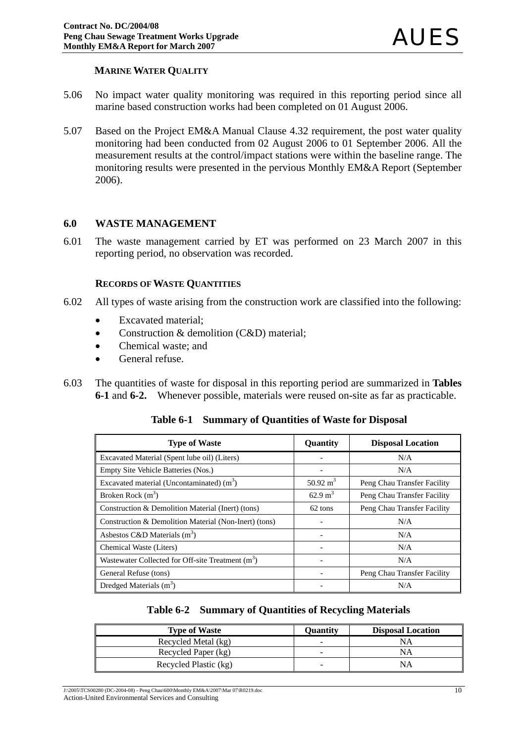### MARINE WATER QUALITY

5.06 No impact water quality monitoring was required in this reporting period since all marine based construction works had been completed on 01 August 2006.

5.07 Based on the Project EM&A Manual Clause 4.32 requirement, the post water quality monitoring had been conducted from 02 August 2006 to 01 September 2006. All the measurement results at the control/impact stations were within the baseline range. The monitoring results were presented in the pervious Monthly EM&A Report (September 2006).

## 6.0 WASTE MANAGEMENT

6.01 The waste management carried by ET was performed on 23 March 2007 in this reporting period, no observation was recorded.

### RECORDS OF WASTE QUANTITIES

6.02 All types of waste arising from the construction work are classified into the following:

- Excavated material;
- Construction & demolition (C&D) material;
- Chemical waste; and
- General refuse.

6.03 The quantities of waste for disposal in this reporting period are summarized in **Tables 6-1** and **6-2.** Whenever possible, materials were reused on-site as far as practicable.

**Table 6-1 Summary of Quantities of Waste for Disposal**

| Type of Waste | Quantity | Disposal Location |
|---|---|---|
| Excavated Material (Spent lube oil) (Liters) | - | N/A |
| Empty Site Vehicle Batteries (Nos.) | - | N/A |
| Excavated material (Uncontaminated) ($m^3$) | 50.92 $m^3$ | Peng Chau Transfer Facility |
| Broken Rock ($m^3$) | 62.9 $m^3$ | Peng Chau Transfer Facility |
| Construction & Demolition Material (Inert) (tons) | 62 tons | Peng Chau Transfer Facility |
| Construction & Demolition Material (Non-Inert) (tons) | - | N/A |
| Asbestos C&D Materials ($m^3$) | - | N/A |
| Chemical Waste (Liters) | - | N/A |
| Wastewater Collected for Off-site Treatment ($m^3$) | - | N/A |
| General Refuse (tons) | - | Peng Chau Transfer Facility |
| Dredged Materials ($m^3$) | - | N/A |

**Table 6-2 Summary of Quantities of Recycling Materials**

| Type of Waste | Quantity | Disposal Location |
|---|---|---|
| Recycled Metal (kg) | - | NA |
| Recycled Paper (kg) | - | NA |
| Recycled Plastic (kg) | - | NA |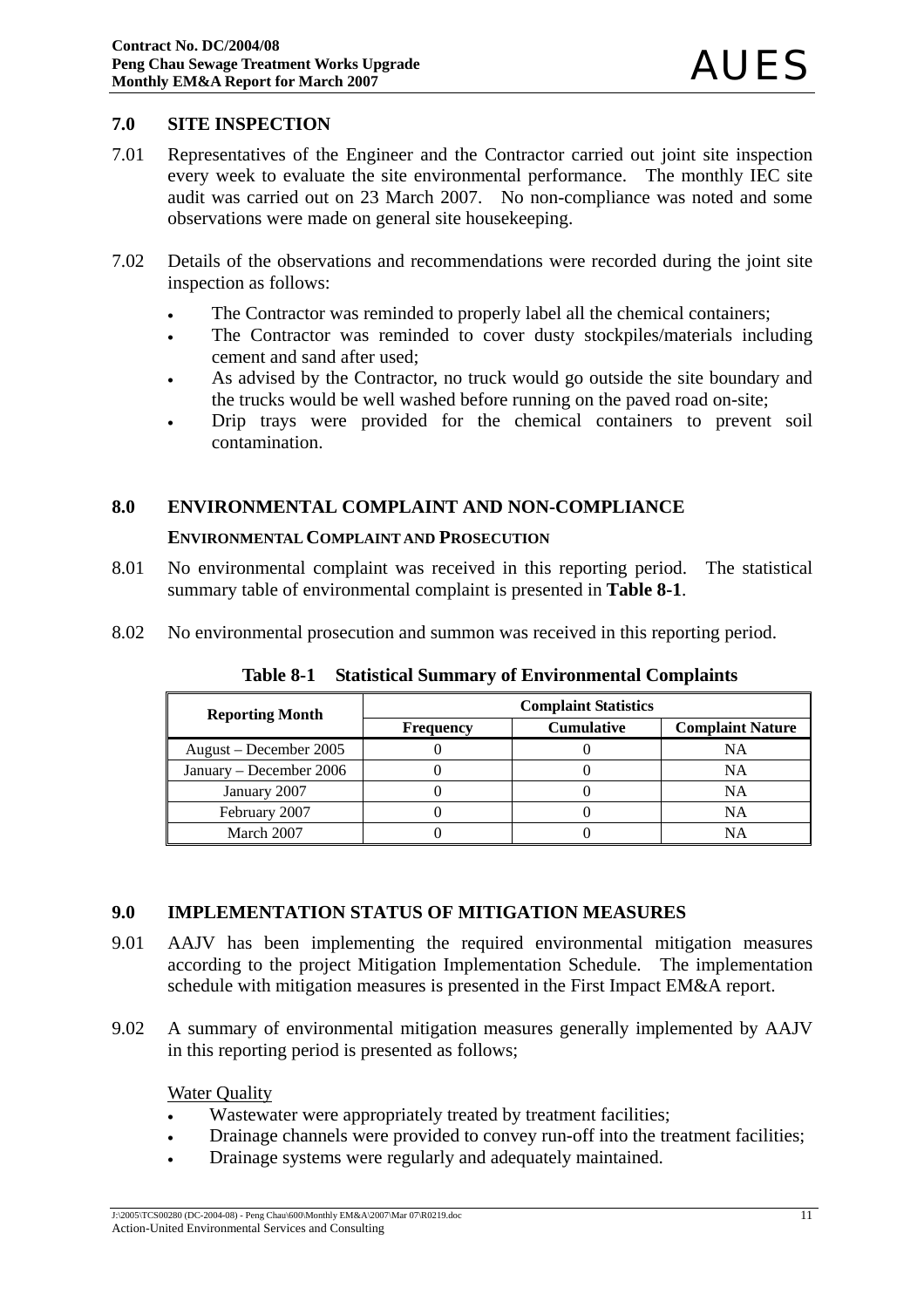## 7.0 SITE INSPECTION

7.01 Representatives of the Engineer and the Contractor carried out joint site inspection every week to evaluate the site environmental performance. The monthly IEC site audit was carried out on 23 March 2007. No non-compliance was noted and some observations were made on general site housekeeping.

7.02 Details of the observations and recommendations were recorded during the joint site inspection as follows:

- The Contractor was reminded to properly label all the chemical containers;
- The Contractor was reminded to cover dusty stockpiles/materials including cement and sand after used;
- As advised by the Contractor, no truck would go outside the site boundary and the trucks would be well washed before running on the paved road on-site;
- Drip trays were provided for the chemical containers to prevent soil contamination.

## 8.0 ENVIRONMENTAL COMPLAINT AND NON-COMPLIANCE

### ENVIRONMENTAL COMPLAINT AND PROSECUTION

8.01 No environmental complaint was received in this reporting period. The statistical summary table of environmental complaint is presented in **Table 8-1**.

8.02 No environmental prosecution and summon was received in this reporting period.

**Table 8-1 Statistical Summary of Environmental Complaints**

| Reporting Month | Complaint Statistics | | |
|---|---|---|---|
| | Frequency | Cumulative | Complaint Nature |
| August – December 2005 | 0 | 0 | NA |
| January – December 2006 | 0 | 0 | NA |
| January 2007 | 0 | 0 | NA |
| February 2007 | 0 | 0 | NA |
| March 2007 | 0 | 0 | NA |

## 9.0 IMPLEMENTATION STATUS OF MITIGATION MEASURES

9.01 AAJV has been implementing the required environmental mitigation measures according to the project Mitigation Implementation Schedule. The implementation schedule with mitigation measures is presented in the First Impact EM&A report.

9.02 A summary of environmental mitigation measures generally implemented by AAJV in this reporting period is presented as follows;

Water Quality

- Wastewater were appropriately treated by treatment facilities;
- Drainage channels were provided to convey run-off into the treatment facilities;
- Drainage systems were regularly and adequately maintained.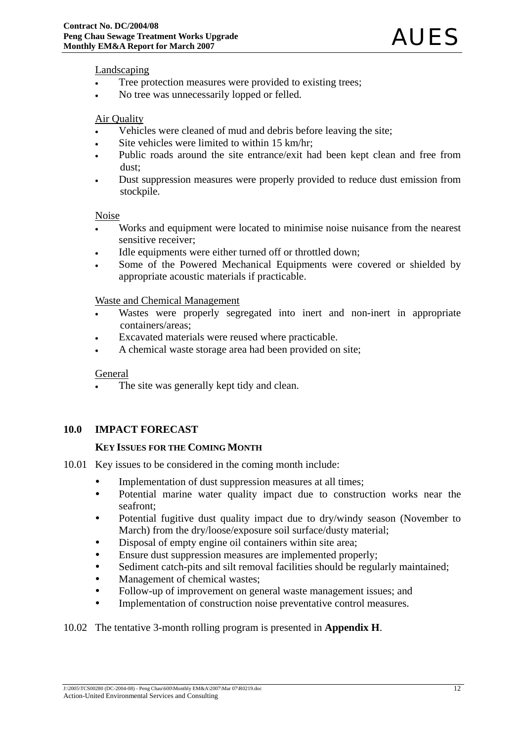Landscaping

- Tree protection measures were provided to existing trees;
- No tree was unnecessarily lopped or felled.

Air Quality

- Vehicles were cleaned of mud and debris before leaving the site;
- Site vehicles were limited to within 15 km/hr;
- Public roads around the site entrance/exit had been kept clean and free from dust;
- Dust suppression measures were properly provided to reduce dust emission from stockpile.

Noise

- Works and equipment were located to minimise noise nuisance from the nearest sensitive receiver;
- Idle equipments were either turned off or throttled down;
- Some of the Powered Mechanical Equipments were covered or shielded by appropriate acoustic materials if practicable.

Waste and Chemical Management

- Wastes were properly segregated into inert and non-inert in appropriate containers/areas;
- Excavated materials were reused where practicable.
- A chemical waste storage area had been provided on site;

General

- The site was generally kept tidy and clean.

## 10.0 IMPACT FORECAST

### KEY ISSUES FOR THE COMING MONTH

10.01 Key issues to be considered in the coming month include:

- Implementation of dust suppression measures at all times;
- Potential marine water quality impact due to construction works near the seafront;
- Potential fugitive dust quality impact due to dry/windy season (November to March) from the dry/loose/exposure soil surface/dusty material;
- Disposal of empty engine oil containers within site area;
- Ensure dust suppression measures are implemented properly;
- Sediment catch-pits and silt removal facilities should be regularly maintained;
- Management of chemical wastes;
- Follow-up of improvement on general waste management issues; and
- Implementation of construction noise preventative control measures.

10.02 The tentative 3-month rolling program is presented in **Appendix H**.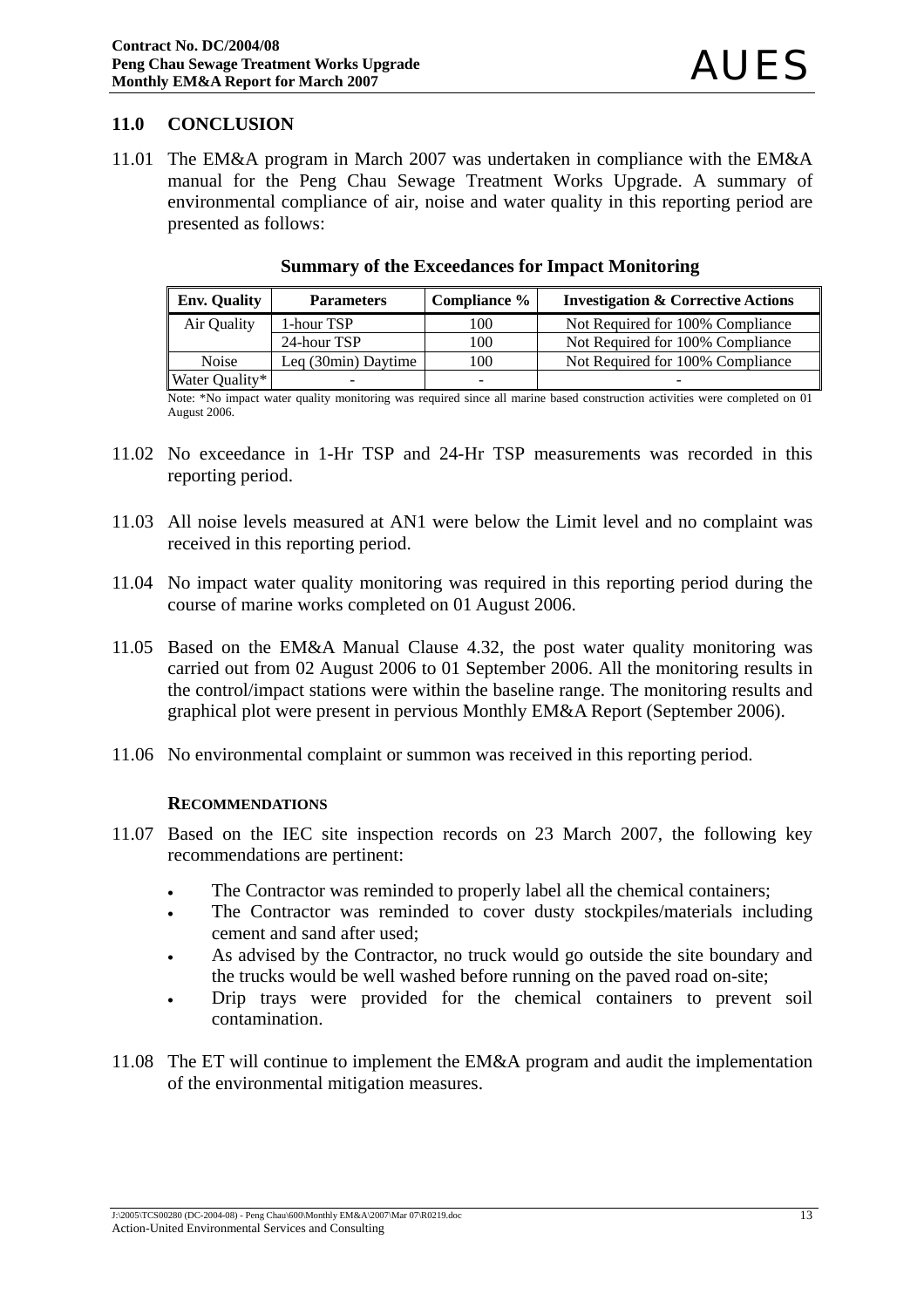## 11.0 CONCLUSION

11.01 The EM&A program in March 2007 was undertaken in compliance with the EM&A manual for the Peng Chau Sewage Treatment Works Upgrade. A summary of environmental compliance of air, noise and water quality in this reporting period are presented as follows:

**Summary of the Exceedances for Impact Monitoring**

| Env. Quality | Parameters | Compliance % | Investigation & Corrective Actions |
|---|---|---|---|
| Air Quality | 1-hour TSP | 100 | Not Required for 100% Compliance |
| | 24-hour TSP | 100 | Not Required for 100% Compliance |
| Noise | Leq (30min) Daytime | 100 | Not Required for 100% Compliance |
| Water Quality* | - | - | - |

Note: *No impact water quality monitoring was required since all marine based construction activities were completed on 01 August 2006.

11.02 No exceedance in 1-Hr TSP and 24-Hr TSP measurements was recorded in this reporting period.

11.03 All noise levels measured at AN1 were below the Limit level and no complaint was received in this reporting period.

11.04 No impact water quality monitoring was required in this reporting period during the course of marine works completed on 01 August 2006.

11.05 Based on the EM&A Manual Clause 4.32, the post water quality monitoring was carried out from 02 August 2006 to 01 September 2006. All the monitoring results in the control/impact stations were within the baseline range. The monitoring results and graphical plot were present in pervious Monthly EM&A Report (September 2006).

11.06 No environmental complaint or summon was received in this reporting period.

### RECOMMENDATIONS

11.07 Based on the IEC site inspection records on 23 March 2007, the following key recommendations are pertinent:

- The Contractor was reminded to properly label all the chemical containers;
- The Contractor was reminded to cover dusty stockpiles/materials including cement and sand after used;
- As advised by the Contractor, no truck would go outside the site boundary and the trucks would be well washed before running on the paved road on-site;
- Drip trays were provided for the chemical containers to prevent soil contamination.

11.08 The ET will continue to implement the EM&A program and audit the implementation of the environmental mitigation measures.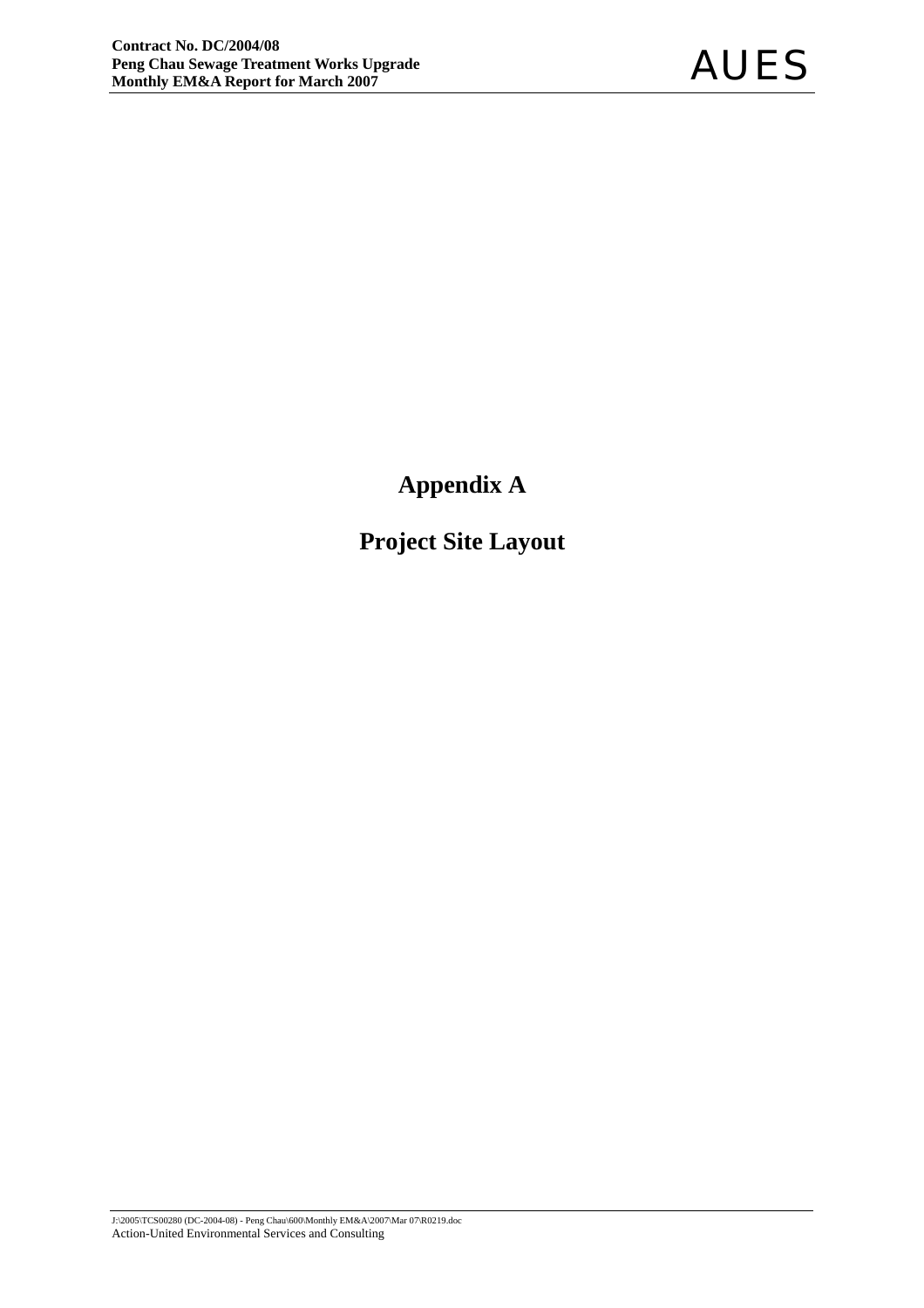# Appendix A

# Project Site Layout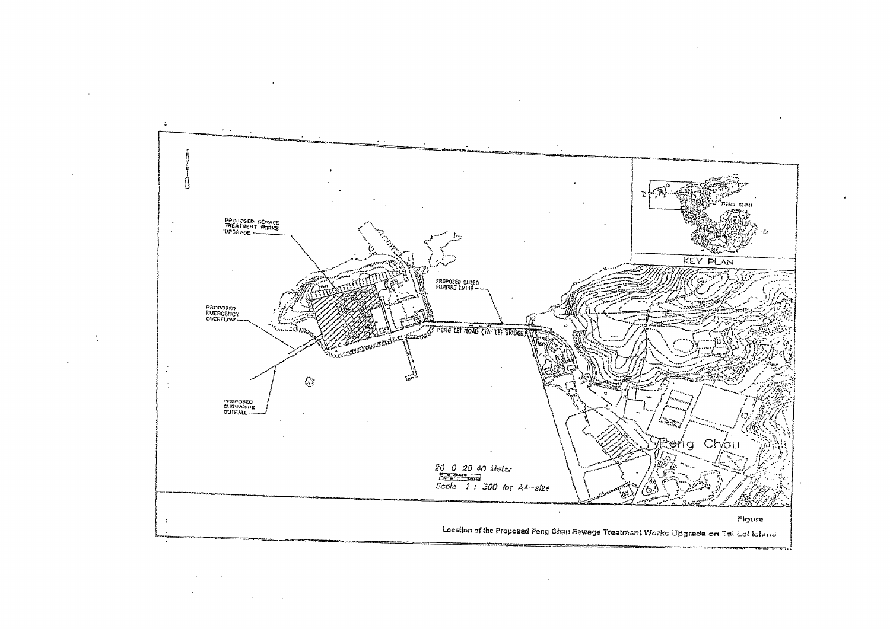PROPOSED SEWAGE TREATMENT WORKS UPGRADE

PROPOSED EMERGENCY OVERFLOW

PROPOSED SUBMARINE OUTFALL

PROPOSED DN250 PUMPING MAINS

PENG LEI ROAD (TAI LEI BRIDGE)

KEY PLAN

PENG CHAU

Peng Chau

20 0 20 40 Meter

Scale 1 : 300 for A4-size

Figure

Location of the Proposed Peng Chau Sewage Treatment Works Upgrade on Tai Lei Island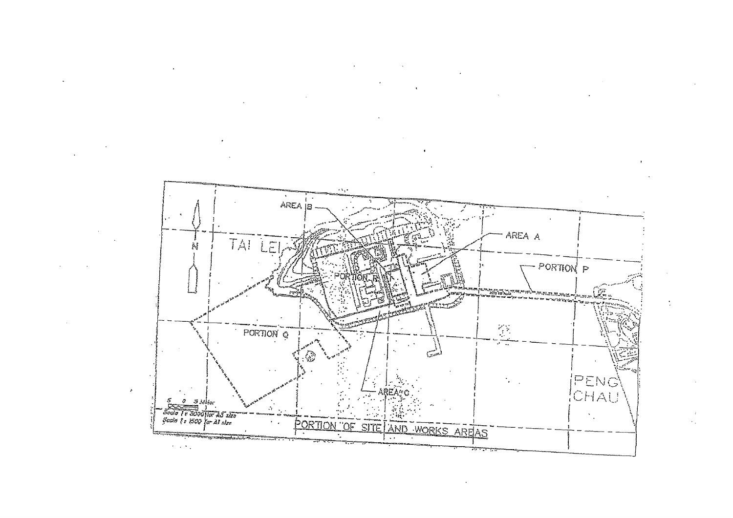AREA B

AREA A

TAI LEI

PORTION P

PORTION R

N

PORTION Q

AREA C

PENG CHAU

5 0 5 Meter

Scale 1 : 5000 for A3 size
Scale 1 : 1500 for A1 size

PORTION OF SITE AND WORKS AREAS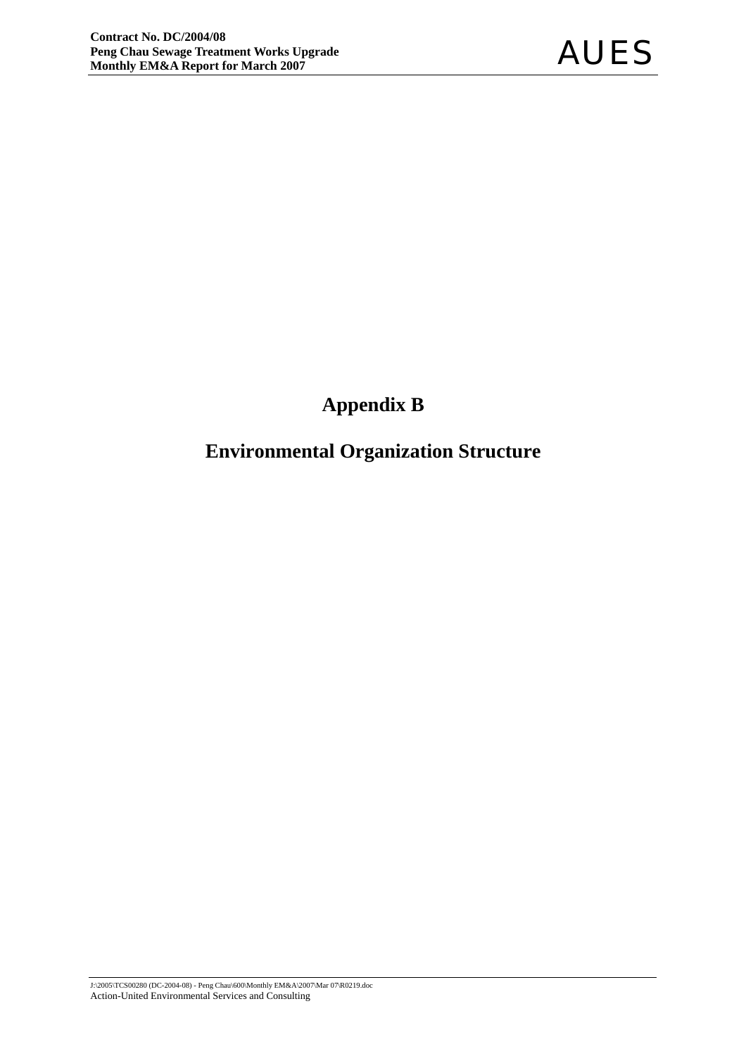# Appendix B

# Environmental Organization Structure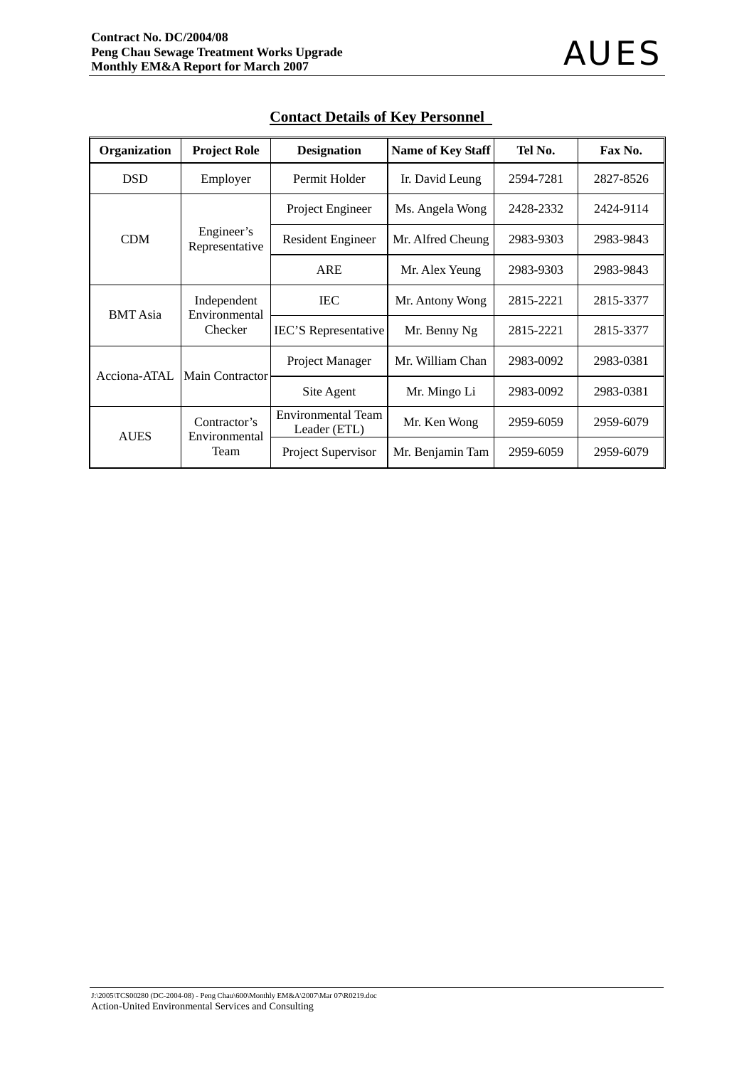## Contact Details of Key Personnel

| Organization | Project Role | Designation | Name of Key Staff | Tel No. | Fax No. |
|---|---|---|---|---|---|
| DSD | Employer | Permit Holder | Ir. David Leung | 2594-7281 | 2827-8526 |
| CDM | Engineer's Representative | Project Engineer | Ms. Angela Wong | 2428-2332 | 2424-9114 |
| | | Resident Engineer | Mr. Alfred Cheung | 2983-9303 | 2983-9843 |
| | | ARE | Mr. Alex Yeung | 2983-9303 | 2983-9843 |
| BMT Asia | Independent Environmental Checker | IEC | Mr. Antony Wong | 2815-2221 | 2815-3377 |
| | | IEC'S Representative | Mr. Benny Ng | 2815-2221 | 2815-3377 |
| Acciona-ATAL | Main Contractor | Project Manager | Mr. William Chan | 2983-0092 | 2983-0381 |
| | | Site Agent | Mr. Mingo Li | 2983-0092 | 2983-0381 |
| AUES | Contractor's Environmental Team | Environmental Team Leader (ETL) | Mr. Ken Wong | 2959-6059 | 2959-6079 |
| | | Project Supervisor | Mr. Benjamin Tam | 2959-6059 | 2959-6079 |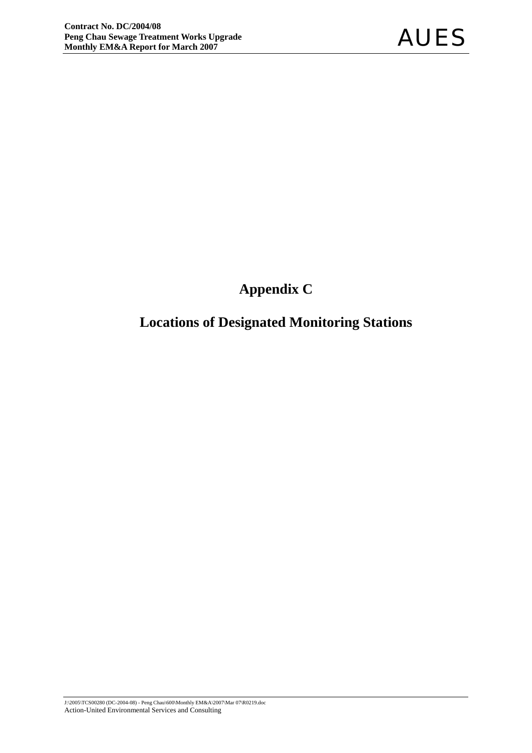# Appendix C

## Locations of Designated Monitoring Stations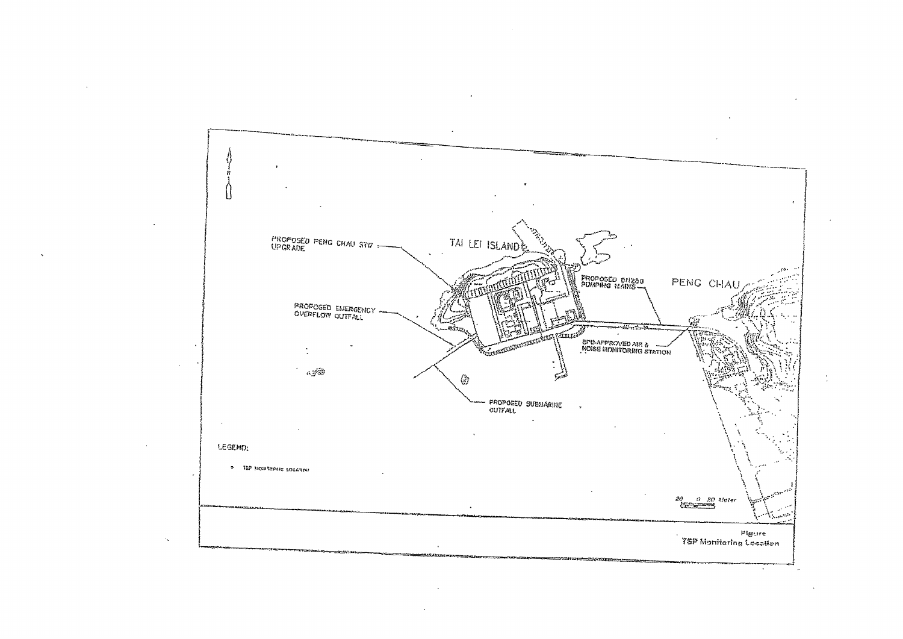PROPOSED PENG CHAU STW UPGRADE

TAI LEI ISLAND

PROPOSED DN250 PUMPING MAINS

PENG CHAU

PROPOSED EMERGENCY OVERFLOW OUTFALL

EPD-APPROVED AIR & NOISE MONITORING STATION

PROPOSED SUBMARINE OUTFALL

LEGEND:

• TSP MONITORING LOCATION

20 0 20 Meter

Figure
TSP Monitoring Location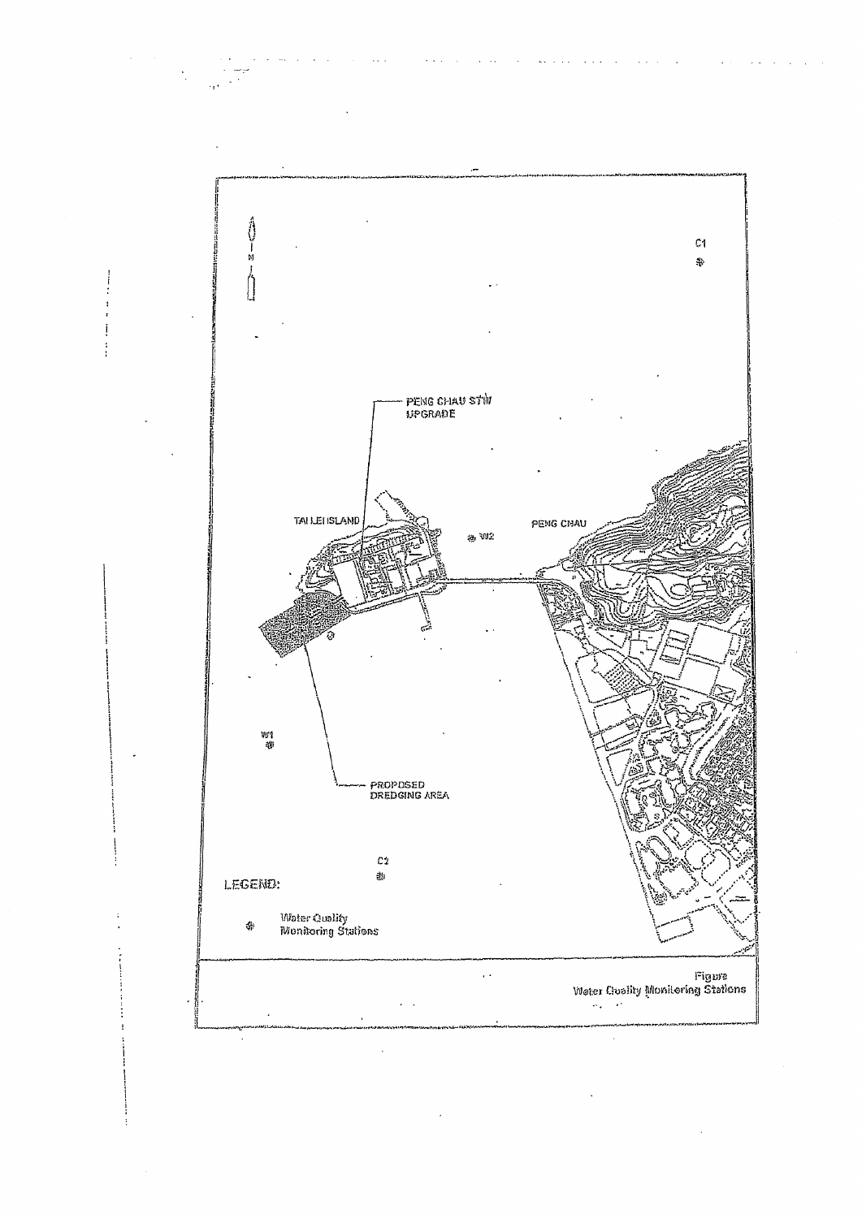C1

PENG CHAU STW UPGRADE

TAI LEI ISLAND

W2

PENG CHAU

W1

PROPOSED DREDGING AREA

C2

LEGEND:

Water Quality Monitoring Stations

Figure
Water Quality Monitoring Stations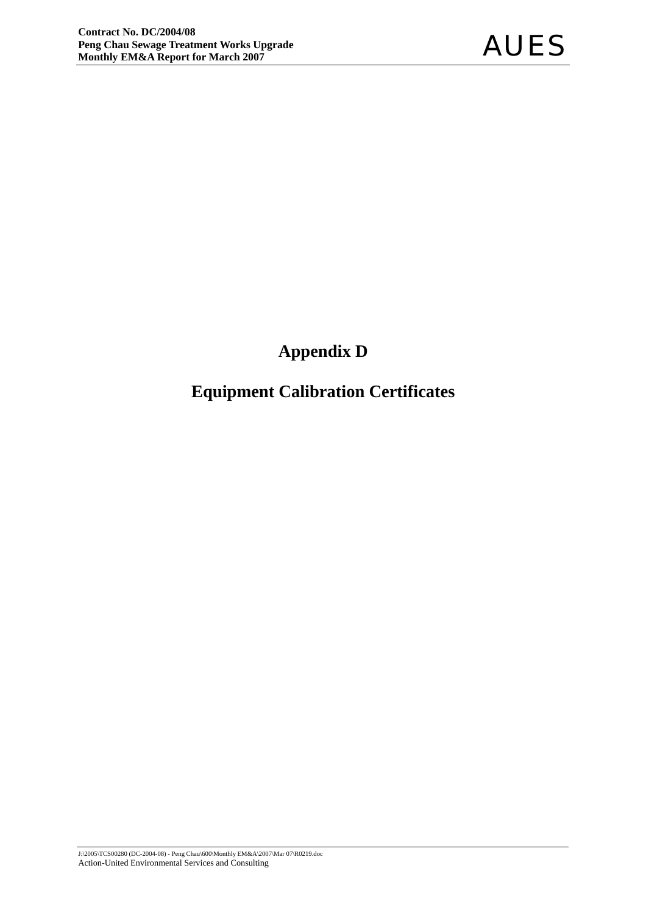# Appendix D

# Equipment Calibration Certificates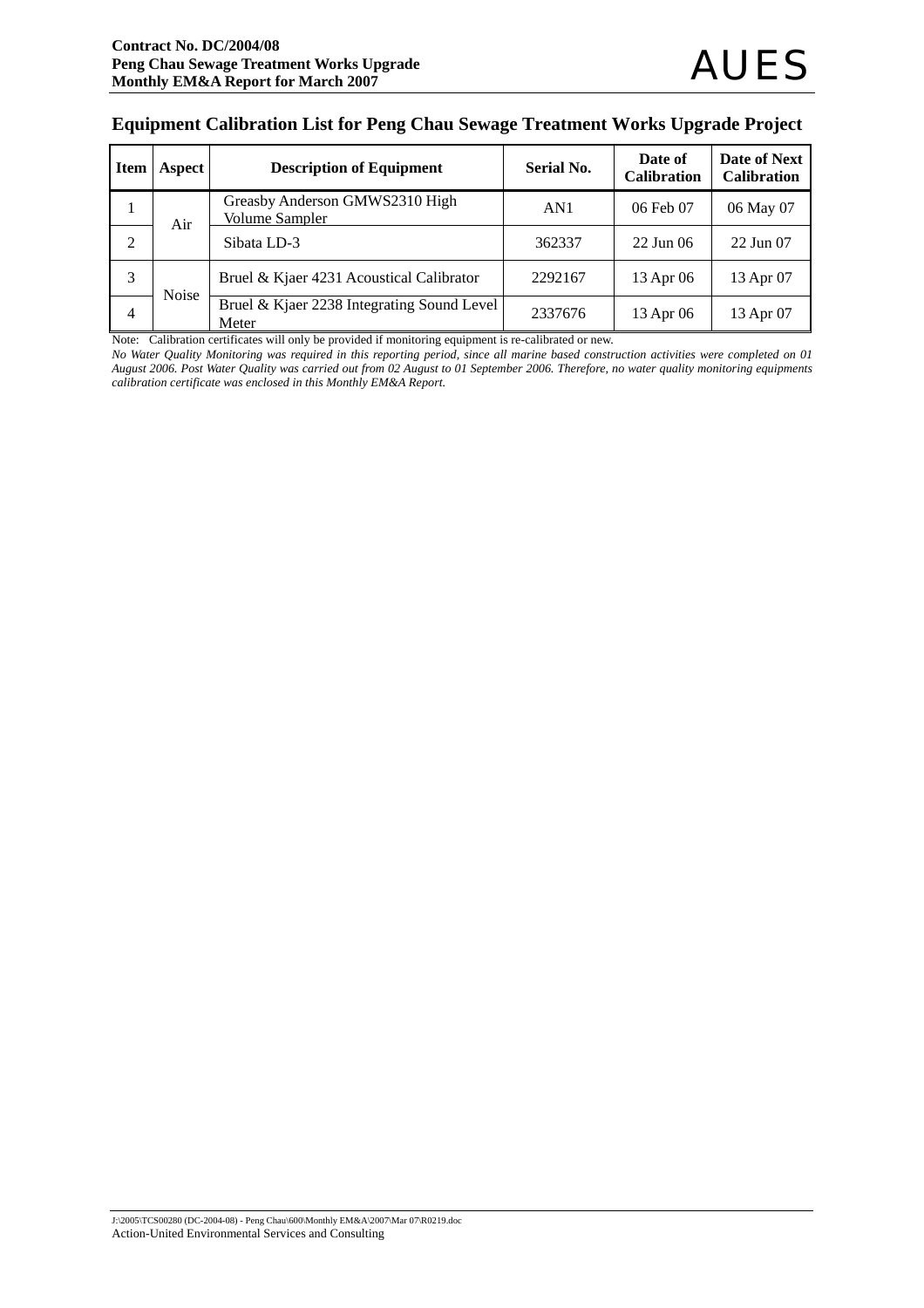## Equipment Calibration List for Peng Chau Sewage Treatment Works Upgrade Project

| Item | Aspect | Description of Equipment | Serial No. | Date of Calibration | Date of Next Calibration |
|---|---|---|---|---|---|
| 1 | Air | Greasby Anderson GMWS2310 High Volume Sampler | AN1 | 06 Feb 07 | 06 May 07 |
| 2 | | Sibata LD-3 | 362337 | 22 Jun 06 | 22 Jun 07 |
| 3 | Noise | Bruel & Kjaer 4231 Acoustical Calibrator | 2292167 | 13 Apr 06 | 13 Apr 07 |
| 4 | | Bruel & Kjaer 2238 Integrating Sound Level Meter | 2337676 | 13 Apr 06 | 13 Apr 07 |

Note: Calibration certificates will only be provided if monitoring equipment is re-calibrated or new.

*No Water Quality Monitoring was required in this reporting period, since all marine based construction activities were completed on 01 August 2006. Post Water Quality was carried out from 02 August to 01 September 2006. Therefore, no water quality monitoring equipments calibration certificate was enclosed in this Monthly EM&A Report.*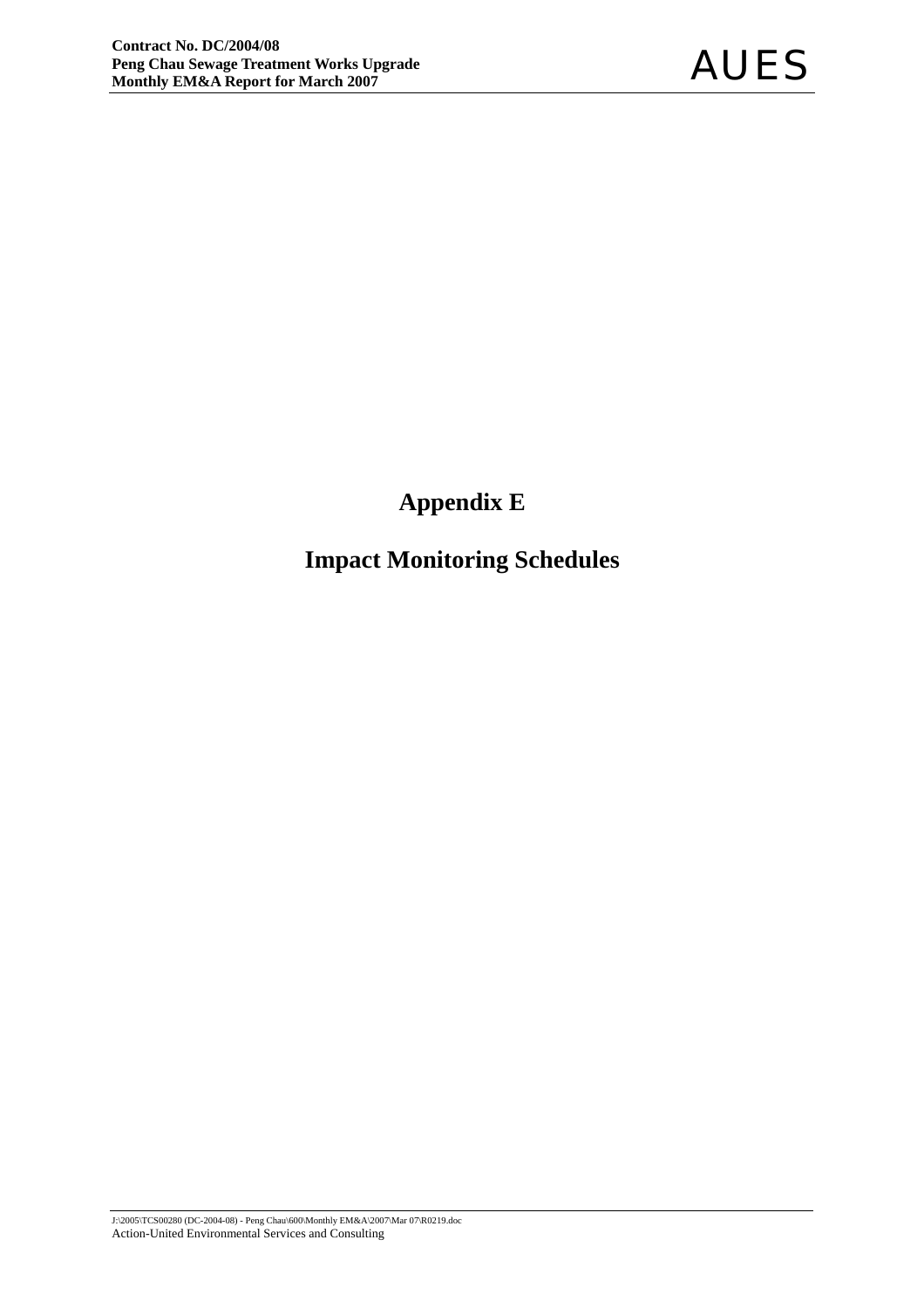# Appendix E

# Impact Monitoring Schedules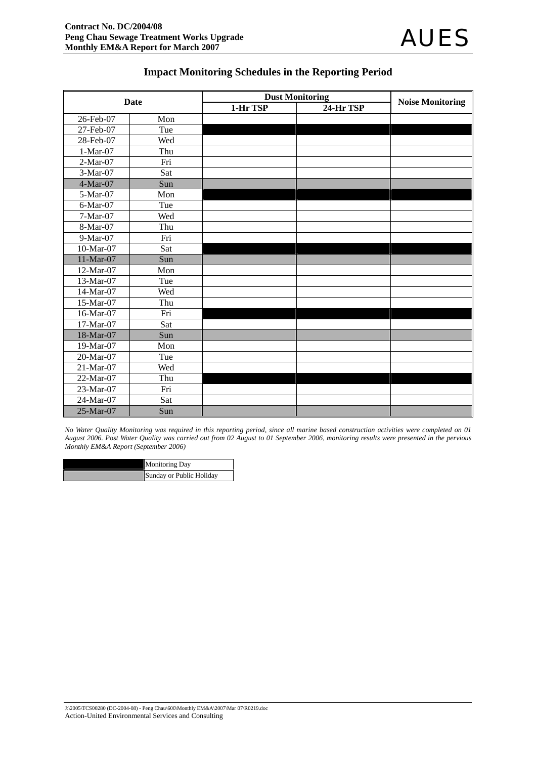## Impact Monitoring Schedules in the Reporting Period

| Date | | Dust Monitoring | | Noise Monitoring |
|---|---|---|---|---|
| | | 1-Hr TSP | 24-Hr TSP | |
| 26-Feb-07 | Mon | | | |
| 27-Feb-07 | Tue | ■ | ■ | ■ |
| 28-Feb-07 | Wed | | | |
| 1-Mar-07 | Thu | | | |
| 2-Mar-07 | Fri | | | |
| 3-Mar-07 | Sat | | | |
| 4-Mar-07 | Sun | ▒ | ▒ | ▒ |
| 5-Mar-07 | Mon | ■ | ■ | ■ |
| 6-Mar-07 | Tue | | | |
| 7-Mar-07 | Wed | | | |
| 8-Mar-07 | Thu | | | |
| 9-Mar-07 | Fri | | | |
| 10-Mar-07 | Sat | ■ | ■ | ■ |
| 11-Mar-07 | Sun | ▒ | ▒ | ▒ |
| 12-Mar-07 | Mon | | | |
| 13-Mar-07 | Tue | | | |
| 14-Mar-07 | Wed | | | |
| 15-Mar-07 | Thu | | | |
| 16-Mar-07 | Fri | ■ | ■ | ■ |
| 17-Mar-07 | Sat | | | |
| 18-Mar-07 | Sun | ▒ | ▒ | ▒ |
| 19-Mar-07 | Mon | | | |
| 20-Mar-07 | Tue | | | |
| 21-Mar-07 | Wed | | | |
| 22-Mar-07 | Thu | ■ | ■ | ■ |
| 23-Mar-07 | Fri | | | |
| 24-Mar-07 | Sat | | | |
| 25-Mar-07 | Sun | ▒ | ▒ | ▒ |

*No Water Quality Monitoring was required in this reporting period, since all marine based construction activities were completed on 01 August 2006. Post Water Quality was carried out from 02 August to 01 September 2006, monitoring results were presented in the pervious Monthly EM&A Report (September 2006)*

| | |
|---|---|
| ■ | Monitoring Day |
| ▒ | Sunday or Public Holiday |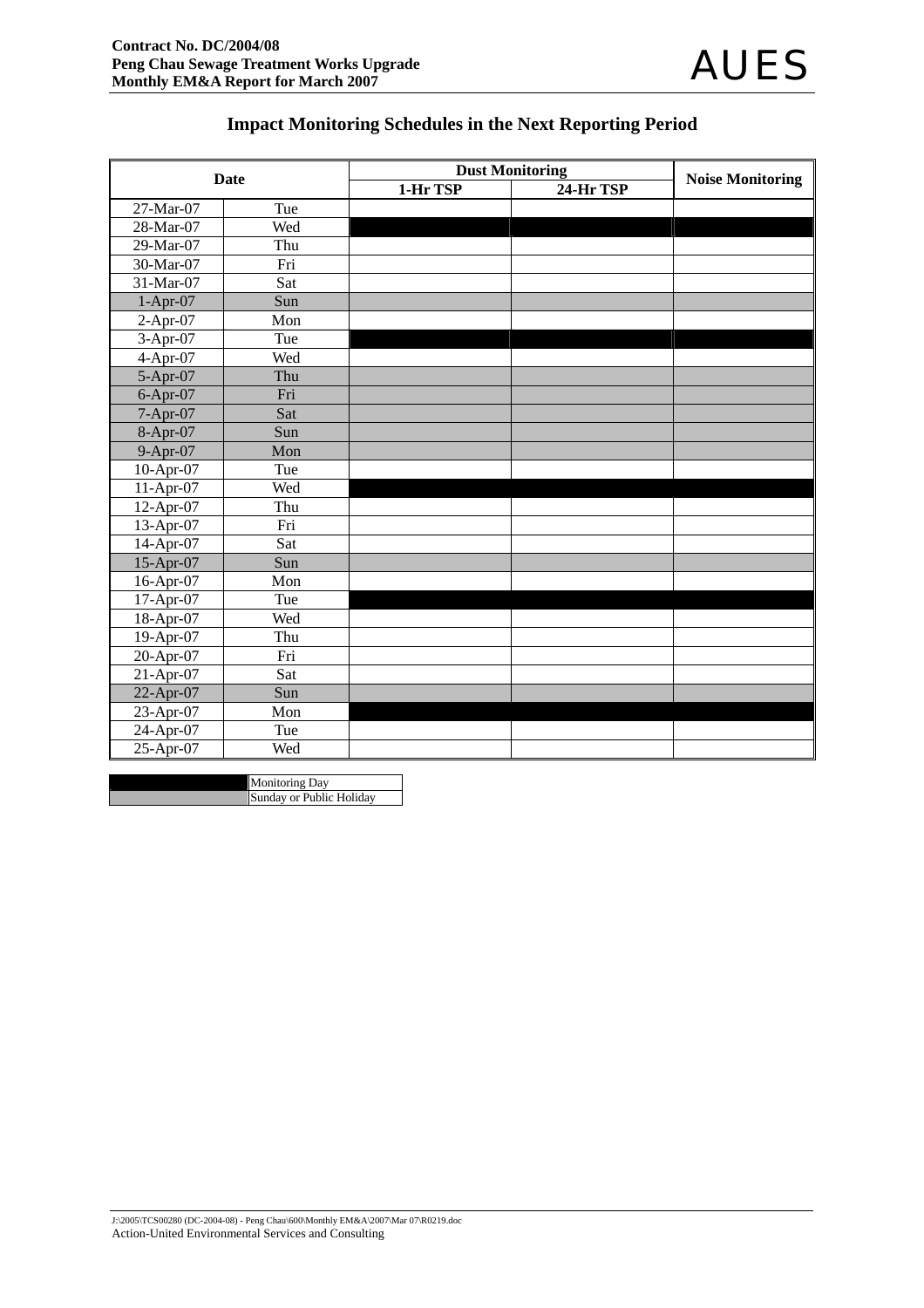## Impact Monitoring Schedules in the Next Reporting Period

| Date | | Dust Monitoring | | Noise Monitoring |
|---|---|---|---|---|
| | | 1-Hr TSP | 24-Hr TSP | |
| 27-Mar-07 | Tue | | | |
| 28-Mar-07 | Wed | ■ | ■ | ■ |
| 29-Mar-07 | Thu | | | |
| 30-Mar-07 | Fri | | | |
| 31-Mar-07 | Sat | | | |
| 1-Apr-07 | Sun | ░ | ░ | ░ |
| 2-Apr-07 | Mon | | | |
| 3-Apr-07 | Tue | ■ | ■ | ■ |
| 4-Apr-07 | Wed | | | |
| 5-Apr-07 | Thu | ░ | ░ | ░ |
| 6-Apr-07 | Fri | ░ | ░ | ░ |
| 7-Apr-07 | Sat | ░ | ░ | ░ |
| 8-Apr-07 | Sun | ░ | ░ | ░ |
| 9-Apr-07 | Mon | ░ | ░ | ░ |
| 10-Apr-07 | Tue | | | |
| 11-Apr-07 | Wed | ■ | ■ | ■ |
| 12-Apr-07 | Thu | | | |
| 13-Apr-07 | Fri | | | |
| 14-Apr-07 | Sat | | | |
| 15-Apr-07 | Sun | ░ | ░ | ░ |
| 16-Apr-07 | Mon | | | |
| 17-Apr-07 | Tue | ■ | ■ | ■ |
| 18-Apr-07 | Wed | | | |
| 19-Apr-07 | Thu | | | |
| 20-Apr-07 | Fri | | | |
| 21-Apr-07 | Sat | | | |
| 22-Apr-07 | Sun | ░ | ░ | ░ |
| 23-Apr-07 | Mon | ■ | ■ | ■ |
| 24-Apr-07 | Tue | | | |
| 25-Apr-07 | Wed | | | |

| Legend | |
|---|---|
| ■ | Monitoring Day |
| ░ | Sunday or Public Holiday |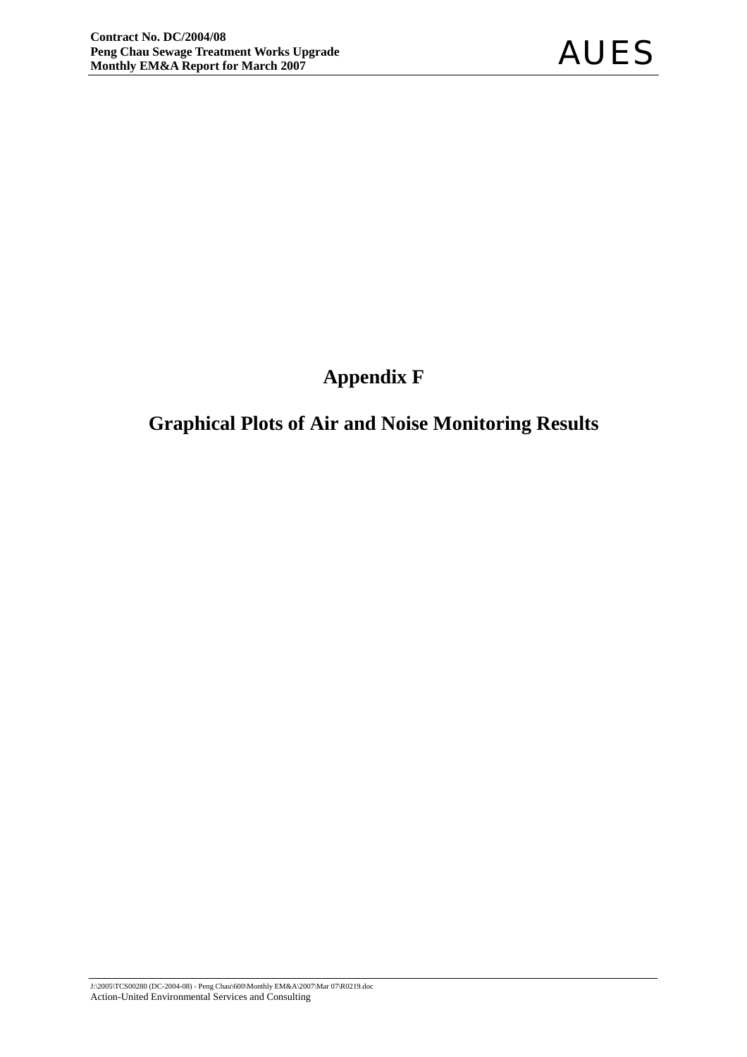# Appendix F

## Graphical Plots of Air and Noise Monitoring Results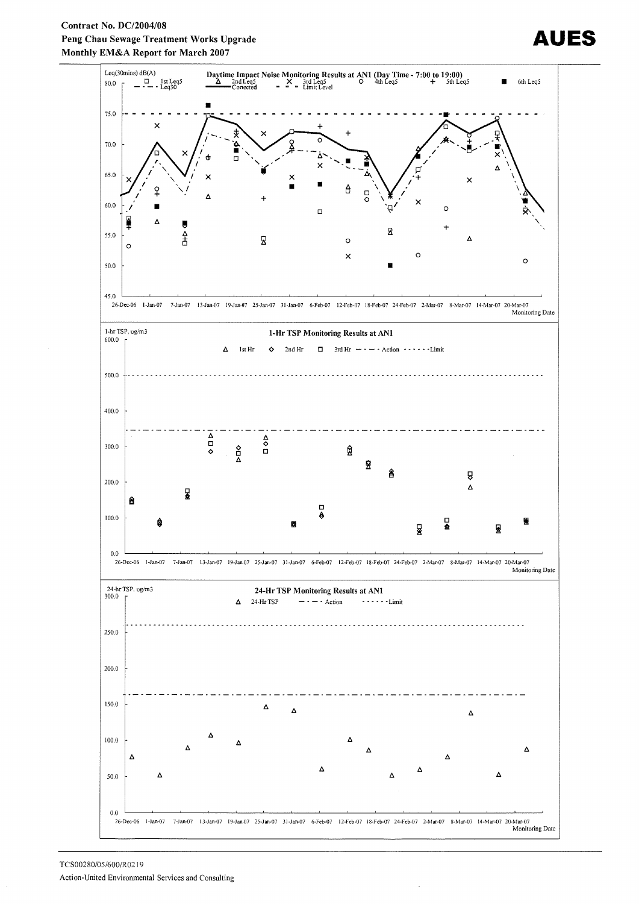Daytime Impact Noise Monitoring Results at AN1 (Day Time - 7:00 to 19:00)

Leq(30mins) dB(A)

□ 1st Leq5 Δ 2nd Leq5 × 3rd Leq5 ○ 4th Leq5 + 5th Leq5 ■ 6th Leq5

Leq30 — Corrected — Limit Level

80.0, 75.0, 70.0, 65.0, 60.0, 55.0, 50.0, 45.0

26-Dec-06 1-Jan-07 7-Jan-07 13-Jan-07 19-Jan-07 25-Jan-07 31-Jan-07 6-Feb-07 12-Feb-07 18-Feb-07 24-Feb-07 2-Mar-07 8-Mar-07 14-Mar-07 20-Mar-07

Monitoring Date

1-Hr TSP Monitoring Results at AN1

1-hr TSP, ug/m3

Δ 1st Hr ◇ 2nd Hr □ 3rd Hr — Action ····· Limit

600.0, 500.0, 400.0, 300.0, 200.0, 100.0, 0.0

26-Dec-06 1-Jan-07 7-Jan-07 13-Jan-07 19-Jan-07 25-Jan-07 31-Jan-07 6-Feb-07 12-Feb-07 18-Feb-07 24-Feb-07 2-Mar-07 8-Mar-07 14-Mar-07 20-Mar-07

Monitoring Date

24-Hr TSP Monitoring Results at AN1

24-hr TSP, ug/m3

Δ 24-Hr TSP — Action ····· Limit

300.0, 250.0, 200.0, 150.0, 100.0, 50.0, 0.0

26-Dec-06 1-Jan-07 7-Jan-07 13-Jan-07 19-Jan-07 25-Jan-07 31-Jan-07 6-Feb-07 12-Feb-07 18-Feb-07 24-Feb-07 2-Mar-07 8-Mar-07 14-Mar-07 20-Mar-07

Monitoring Date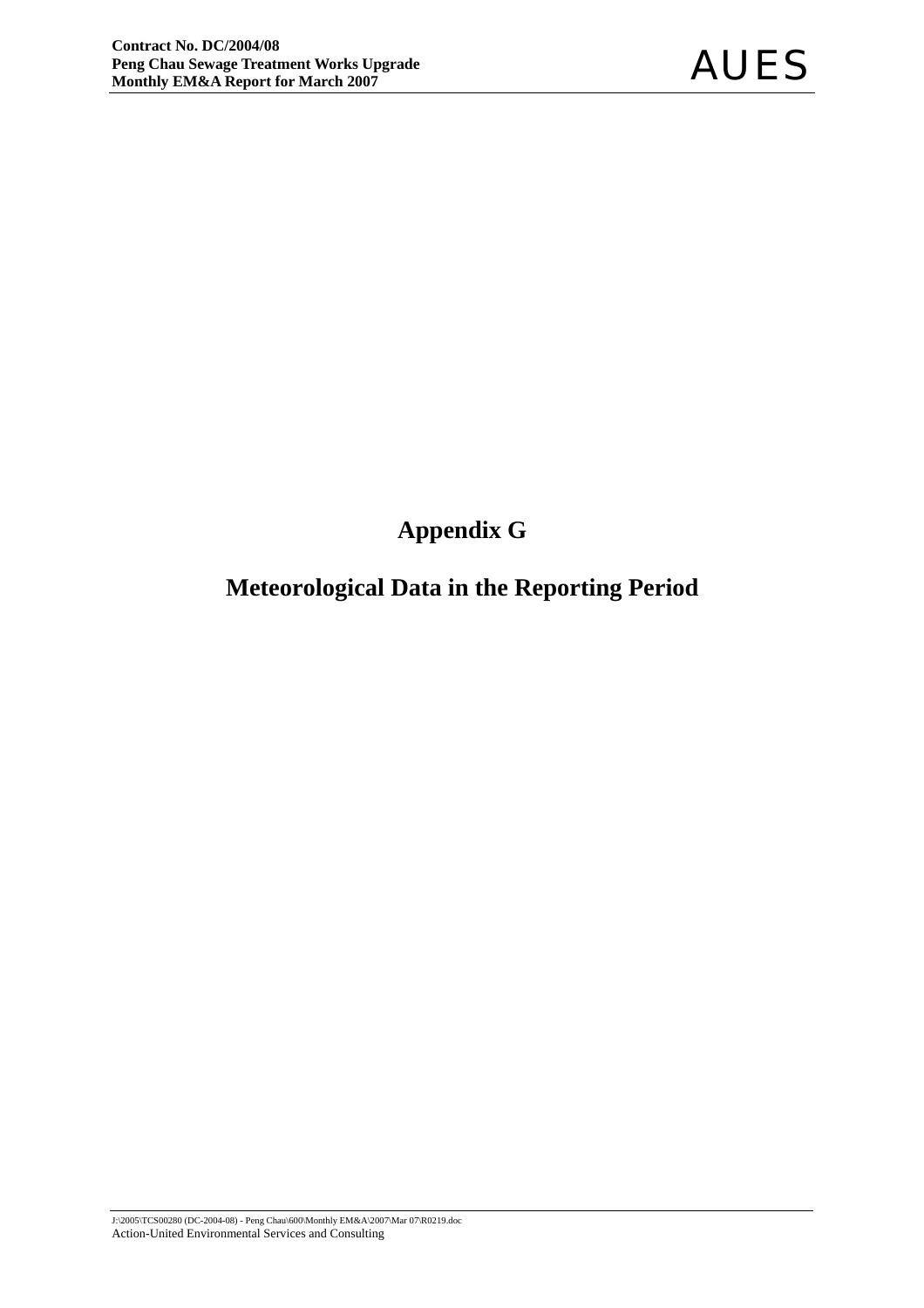# Appendix G

# Meteorological Data in the Reporting Period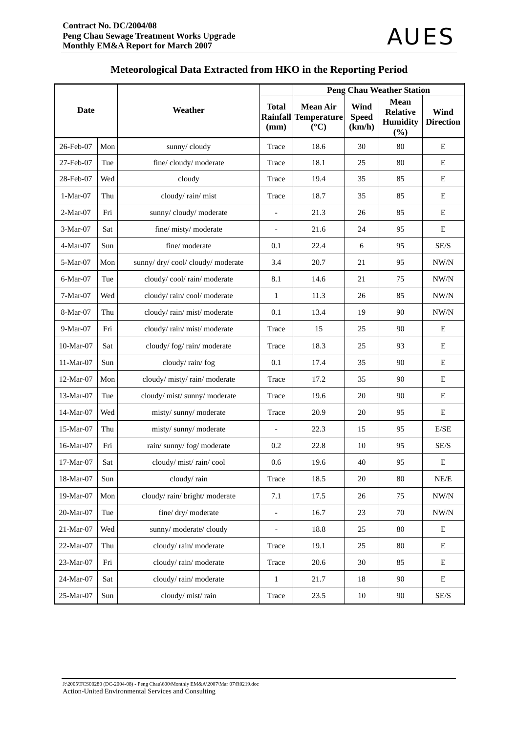## Meteorological Data Extracted from HKO in the Reporting Period

| Date | | Weather | Total Rainfall (mm) | Peng Chau Weather Station | | | |
|---|---|---|---|---|---|---|---|
| | | | | Mean Air Temperature (°C) | Wind Speed (km/h) | Mean Relative Humidity (%) | Wind Direction |
| 26-Feb-07 | Mon | sunny/ cloudy | Trace | 18.6 | 30 | 80 | E |
| 27-Feb-07 | Tue | fine/ cloudy/ moderate | Trace | 18.1 | 25 | 80 | E |
| 28-Feb-07 | Wed | cloudy | Trace | 19.4 | 35 | 85 | E |
| 1-Mar-07 | Thu | cloudy/ rain/ mist | Trace | 18.7 | 35 | 85 | E |
| 2-Mar-07 | Fri | sunny/ cloudy/ moderate | - | 21.3 | 26 | 85 | E |
| 3-Mar-07 | Sat | fine/ misty/ moderate | - | 21.6 | 24 | 95 | E |
| 4-Mar-07 | Sun | fine/ moderate | 0.1 | 22.4 | 6 | 95 | SE/S |
| 5-Mar-07 | Mon | sunny/ dry/ cool/ cloudy/ moderate | 3.4 | 20.7 | 21 | 95 | NW/N |
| 6-Mar-07 | Tue | cloudy/ cool/ rain/ moderate | 8.1 | 14.6 | 21 | 75 | NW/N |
| 7-Mar-07 | Wed | cloudy/ rain/ cool/ moderate | 1 | 11.3 | 26 | 85 | NW/N |
| 8-Mar-07 | Thu | cloudy/ rain/ mist/ moderate | 0.1 | 13.4 | 19 | 90 | NW/N |
| 9-Mar-07 | Fri | cloudy/ rain/ mist/ moderate | Trace | 15 | 25 | 90 | E |
| 10-Mar-07 | Sat | cloudy/ fog/ rain/ moderate | Trace | 18.3 | 25 | 93 | E |
| 11-Mar-07 | Sun | cloudy/ rain/ fog | 0.1 | 17.4 | 35 | 90 | E |
| 12-Mar-07 | Mon | cloudy/ misty/ rain/ moderate | Trace | 17.2 | 35 | 90 | E |
| 13-Mar-07 | Tue | cloudy/ mist/ sunny/ moderate | Trace | 19.6 | 20 | 90 | E |
| 14-Mar-07 | Wed | misty/ sunny/ moderate | Trace | 20.9 | 20 | 95 | E |
| 15-Mar-07 | Thu | misty/ sunny/ moderate | - | 22.3 | 15 | 95 | E/SE |
| 16-Mar-07 | Fri | rain/ sunny/ fog/ moderate | 0.2 | 22.8 | 10 | 95 | SE/S |
| 17-Mar-07 | Sat | cloudy/ mist/ rain/ cool | 0.6 | 19.6 | 40 | 95 | E |
| 18-Mar-07 | Sun | cloudy/ rain | Trace | 18.5 | 20 | 80 | NE/E |
| 19-Mar-07 | Mon | cloudy/ rain/ bright/ moderate | 7.1 | 17.5 | 26 | 75 | NW/N |
| 20-Mar-07 | Tue | fine/ dry/ moderate | - | 16.7 | 23 | 70 | NW/N |
| 21-Mar-07 | Wed | sunny/ moderate/ cloudy | - | 18.8 | 25 | 80 | E |
| 22-Mar-07 | Thu | cloudy/ rain/ moderate | Trace | 19.1 | 25 | 80 | E |
| 23-Mar-07 | Fri | cloudy/ rain/ moderate | Trace | 20.6 | 30 | 85 | E |
| 24-Mar-07 | Sat | cloudy/ rain/ moderate | 1 | 21.7 | 18 | 90 | E |
| 25-Mar-07 | Sun | cloudy/ mist/ rain | Trace | 23.5 | 10 | 90 | SE/S |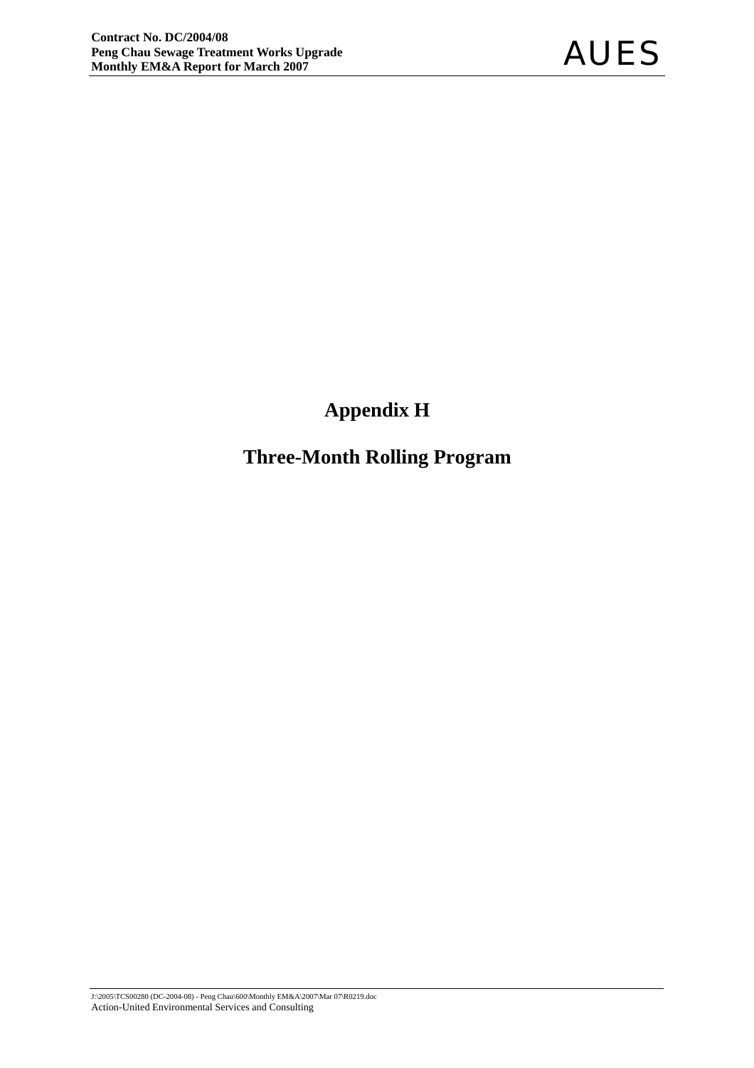# Appendix H

# Three-Month Rolling Program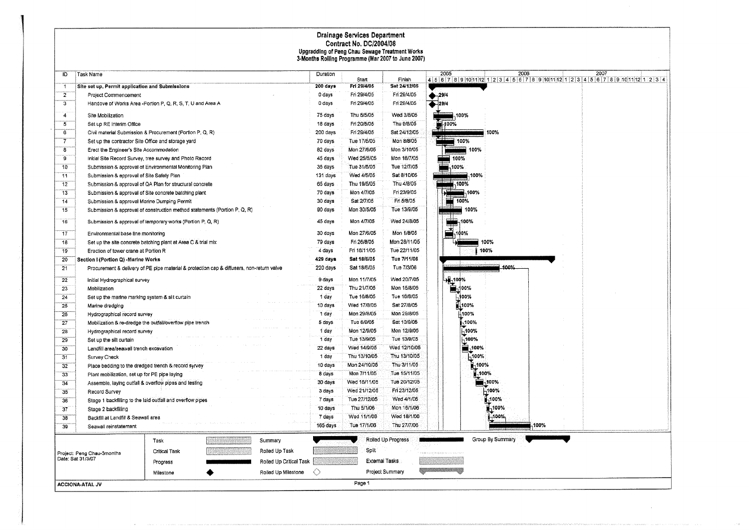# Drainage Services Department

## Contract No. DC/2004/08

### Upgrading of Peng Chau Sewage Treatment Works

### 3-Months Rolling Programme (Mar 2007 to June 2007)

| ID | Task Name | Duration | Start | Finish | Progress |
|---|---|---|---|---|---|
| 1 | **Site set up, Permit application and Submissions** | **200 days** | **Fri 29/4/05** | **Sat 24/12/05** | |
| 2 | Project Commencement | 0 days | Fri 29/4/05 | Fri 29/4/05 | 29/4 |
| 3 | Handove of Works Area -Portion P, Q, R, S, T, U and Area A | 0 days | Fri 29/4/05 | Fri 29/4/05 | 29/4 |
| 4 | Site Mobilization | 75 days | Thu 5/5/05 | Wed 3/8/05 | 100% |
| 5 | Set up RE Interim Office | 18 days | Fri 20/5/05 | Thu 9/6/05 | 100% |
| 6 | Civil material Submission & Procurement (Portion P, Q, R) | 200 days | Fri 29/4/05 | Sat 24/12/05 | 100% |
| 7 | Set up the contractor Site Office and storage yard | 70 days | Tue 17/5/05 | Mon 8/8/05 | 100% |
| 8 | Erect the Engineer's Site Accommodation | 82 days | Mon 27/6/05 | Mon 3/10/05 | 100% |
| 9 | Initial Site Record Survey, tree survey and Photo Record | 45 days | Wed 25/5/05 | Mon 18/7/05 | 100% |
| 10 | Submission & approval of Environmental Monitoring Plan | 35 days | Tue 31/5/05 | Tue 12/7/05 | 100% |
| 11 | Submission & approval of Site Safety Plan | 131 days | Wed 4/5/05 | Sat 8/10/05 | 100% |
| 12 | Submission & approval of QA Plan for structural concrete | 65 days | Thu 19/5/05 | Thu 4/8/05 | 100% |
| 13 | Submission & approval of Site concrete batching plant | 70 days | Mon 4/7/05 | Fri 23/9/05 | 100% |
| 14 | Submission & approval Marine Dumping Permit | 30 days | Sat 2/7/05 | Fri 5/8/05 | 100% |
| 15 | Submission & approval of construction method statements (Portion P, Q, R) | 90 days | Mon 30/5/05 | Tue 13/9/05 | 100% |
| 16 | Submission & approval of temporary works (Portion P, Q, R) | 45 days | Mon 4/7/05 | Wed 24/8/05 | 100% |
| 17 | Environmental base line monitoring | 30 days | Mon 27/6/05 | Mon 1/8/05 | 100% |
| 18 | Set up the site concrete batching plant at Area C & trial mix | 79 days | Fri 26/8/05 | Mon 28/11/05 | 100% |
| 19 | Erection of tower crane at Portion R | 4 days | Fri 18/11/05 | Tue 22/11/05 | 100% |
| 20 | **Section I (Portion Q) -Marine Works** | **429 days** | **Sat 18/6/05** | **Tue 7/11/06** | |
| 21 | Procurement & delivery of PE pipe material & protection cap & diffusers, non-return valve | 220 days | Sat 18/6/05 | Tue 7/3/06 | 100% |
| 22 | Initial Hydrographical survey | 9 days | Mon 11/7/05 | Wed 20/7/05 | 100% |
| 23 | Mobilization | 22 days | Thu 21/7/05 | Mon 15/8/05 | 100% |
| 24 | Set up the marine marking system & silt curtain | 1 day | Tue 16/8/05 | Tue 16/8/05 | 100% |
| 25 | Marine dredging | 10 days | Wed 17/8/05 | Sat 27/8/05 | 100% |
| 26 | Hydrographical record survey | 1 day | Mon 29/8/05 | Mon 29/8/05 | 100% |
| 27 | Mobilization & re-dredge the outfall/overflow pipe trench | 5 days | Tue 6/9/05 | Sat 10/9/05 | 100% |
| 28 | Hydrographical record survey | 1 day | Mon 12/9/05 | Mon 12/9/05 | 100% |
| 29 | Set up the silt curtain | 1 day | Tue 13/9/05 | Tue 13/9/05 | 100% |
| 30 | Landfill area/seawall trench excavation | 22 days | Wed 14/9/05 | Wed 12/10/05 | 100% |
| 31 | Survey Check | 1 day | Thu 13/10/05 | Thu 13/10/05 | 100% |
| 32 | Place bedding to the dredged trench & record syrvey | 10 days | Mon 24/10/05 | Thu 3/11/05 | 100% |
| 33 | Plant mobilization, set up for PE pipe laying | 8 days | Mon 7/11/05 | Tue 15/11/05 | 100% |
| 34 | Assemble, laying outfall & overflow pipes and testing | 30 days | Wed 16/11/05 | Tue 20/12/05 | 100% |
| 35 | Record Survey | 3 days | Wed 21/12/05 | Fri 23/12/05 | 100% |
| 36 | Stage 1 backfilling to the laid outfall and overflow pipes | 7 days | Tue 27/12/05 | Wed 4/1/06 | 100% |
| 37 | Stage 2 backfilling | 10 days | Thu 5/1/06 | Mon 16/1/06 | 100% |
| 38 | Backfill at Landfill & Seawall area | 7 days | Wed 11/1/06 | Wed 18/1/06 | 100% |
| 39 | Seawall reinstatement | 165 days | Tue 17/1/06 | Thu 27/7/06 | 100% |

Project: Peng Chau-3months
Date: Sat 31/3/07

Legend: Task; Critical Task; Progress; Milestone; Summary; Rolled Up Task; Rolled Up Critical Task; Rolled Up Milestone; Rolled Up Progress; Split; External Tasks; Project Summary; Group By Summary

ACCIONA-ATAL JV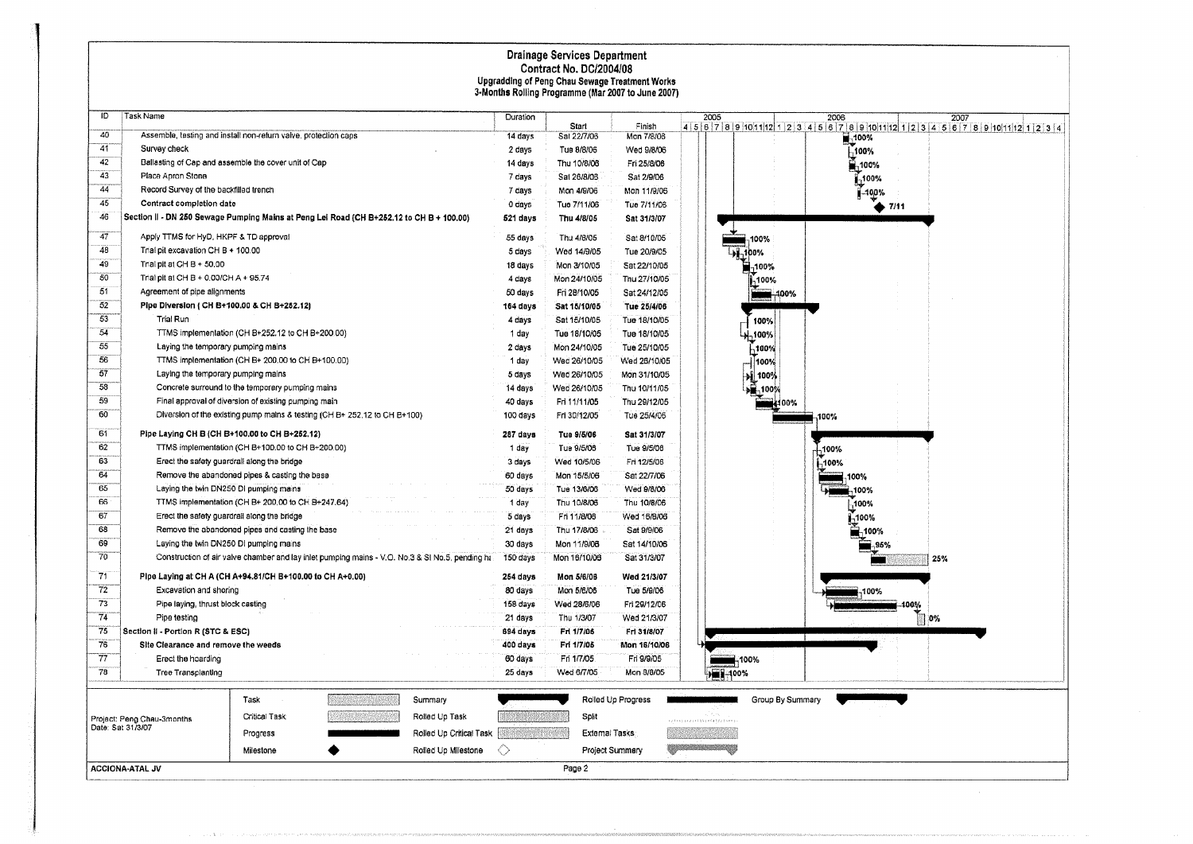# Drainage Services Department
## Contract No. DC/2004/08
### Upgrading of Peng Chau Sewage Treatment Works
### 3-Months Rolling Programme (Mar 2007 to June 2007)

| ID | Task Name | Duration | Start | Finish | Progress |
|---|---|---|---|---|---|
| 40 | Assemble, testing and install non-return valve, protection caps | 14 days | Sat 22/7/06 | Mon 7/8/06 | 100% |
| 41 | Survey check | 2 days | Tue 8/8/06 | Wed 9/8/06 | 100% |
| 42 | Ballasting of Cap and assemble the cover unit of Cap | 14 days | Thu 10/8/06 | Fri 25/8/06 | 100% |
| 43 | Place Apron Stone | 7 days | Sat 26/8/06 | Sat 2/9/06 | 100% |
| 44 | Record Survey of the backfilled trench | 7 days | Mon 4/9/06 | Mon 11/9/06 | 100% |
| 45 | **Contract completion date** | 0 days | Tue 7/11/06 | Tue 7/11/06 | 7/11 |
| 46 | **Section II - DN 250 Sewage Pumping Mains at Peng Lei Road (CH B+252.12 to CH B + 100.00)** | **521 days** | **Thu 4/8/05** | **Sat 31/3/07** | |
| 47 | Apply TTMS for HyD, HKPF & TD approval | 55 days | Thu 4/8/05 | Sat 8/10/05 | 100% |
| 48 | Trial pit excavation CH B + 100.00 | 5 days | Wed 14/9/05 | Tue 20/9/05 | 100% |
| 49 | Trial pit at CH B + 50.00 | 18 days | Mon 3/10/05 | Sat 22/10/05 | 100% |
| 50 | Trial pit at CH B + 0.00/CH A + 95.74 | 4 days | Mon 24/10/05 | Thu 27/10/05 | 100% |
| 51 | Agreement of pipe alignments | 50 days | Fri 28/10/05 | Sat 24/12/05 | 100% |
| 52 | **Pipe Diversion ( CH B+100.00 & CH B+252.12)** | **164 days** | **Sat 15/10/05** | **Tue 25/4/06** | |
| 53 | Trial Run | 4 days | Sat 15/10/05 | Tue 18/10/05 | 100% |
| 54 | TTMS implementation (CH B+252.12 to CH B+200.00) | 1 day | Tue 18/10/05 | Tue 18/10/05 | 100% |
| 55 | Laying the temporary pumping mains | 2 days | Mon 24/10/05 | Tue 25/10/05 | 100% |
| 56 | TTMS implementation (CH B+ 200.00 to CH B+100.00) | 1 day | Wed 26/10/05 | Wed 26/10/05 | 100% |
| 57 | Laying the temporary pumping mains | 5 days | Wed 26/10/05 | Mon 31/10/05 | 100% |
| 58 | Concrete surround to the temporary pumping mains | 14 days | Wed 26/10/05 | Thu 10/11/05 | 100% |
| 59 | Final approval of diversion of existing pumping main | 40 days | Fri 11/11/05 | Thu 29/12/05 | 100% |
| 60 | Diversion of the existing pump mains & testing (CH B+ 252.12 to CH B+100) | 100 days | Fri 30/12/05 | Tue 25/4/06 | 100% |
| 61 | **Pipe Laying CH B (CH B+100.00 to CH B+252.12)** | **287 days** | **Tue 9/5/06** | **Sat 31/3/07** | |
| 62 | TTMS implementation (CH B+100.00 to CH B+200.00) | 1 day | Tue 9/5/06 | Tue 9/5/06 | 100% |
| 63 | Erect the safety guardrail along the bridge | 3 days | Wed 10/5/06 | Fri 12/5/06 | 100% |
| 64 | Remove the abandoned pipes & casting the base | 60 days | Mon 15/5/06 | Sat 22/7/06 | 100% |
| 65 | Laying the twin DN250 DI pumping mains | 50 days | Tue 13/6/06 | Wed 9/8/06 | 100% |
| 66 | TTMS implementation (CH B+ 200.00 to CH B+247.64) | 1 day | Thu 10/8/06 | Thu 10/8/06 | 100% |
| 67 | Erect the safety guardrail along the bridge | 5 days | Fri 11/8/06 | Wed 16/8/06 | 100% |
| 68 | Remove the abandoned pipes and casting the base | 21 days | Thu 17/8/06 | Sat 9/9/06 | 100% |
| 69 | Laying the twin DN250 DI pumping mains | 30 days | Mon 11/9/06 | Sat 14/10/06 | 95% |
| 70 | Construction of air valve chamber and lay inlet pumping mains - V.O. No.3 & SI No.5, pending ha | 150 days | Mon 16/10/06 | Sat 31/3/07 | 25% |
| 71 | **Pipe Laying at CH A (CH A+94.81/CH B+100.00 to CH A+0.00)** | **254 days** | **Mon 5/6/06** | **Wed 21/3/07** | |
| 72 | Excavation and shoring | 80 days | Mon 5/6/06 | Tue 5/9/06 | 100% |
| 73 | Pipe laying, thrust block casting | 158 days | Wed 28/6/06 | Fri 29/12/06 | 100% |
| 74 | Pipe testing | 21 days | Thu 1/3/07 | Wed 21/3/07 | 0% |
| 75 | **Section II - Portion R (STC & ESC)** | **694 days** | **Fri 1/7/05** | **Fri 31/8/07** | |
| 76 | **Site Clearance and remove the weeds** | **400 days** | **Fri 1/7/05** | **Mon 16/10/06** | |
| 77 | Erect the hoarding | 60 days | Fri 1/7/05 | Fri 9/9/05 | 100% |
| 78 | Tree Transplanting | 25 days | Wed 6/7/05 | Mon 8/8/05 | 100% |

Legend: Task, Critical Task, Progress, Milestone, Summary, Rolled Up Task, Rolled Up Critical Task, Rolled Up Milestone, Rolled Up Progress, Split, External Tasks, Project Summary, Group By Summary

Project: Peng Chau-3months
Date: Sat 31/3/07

ACCIONA-ATAL JV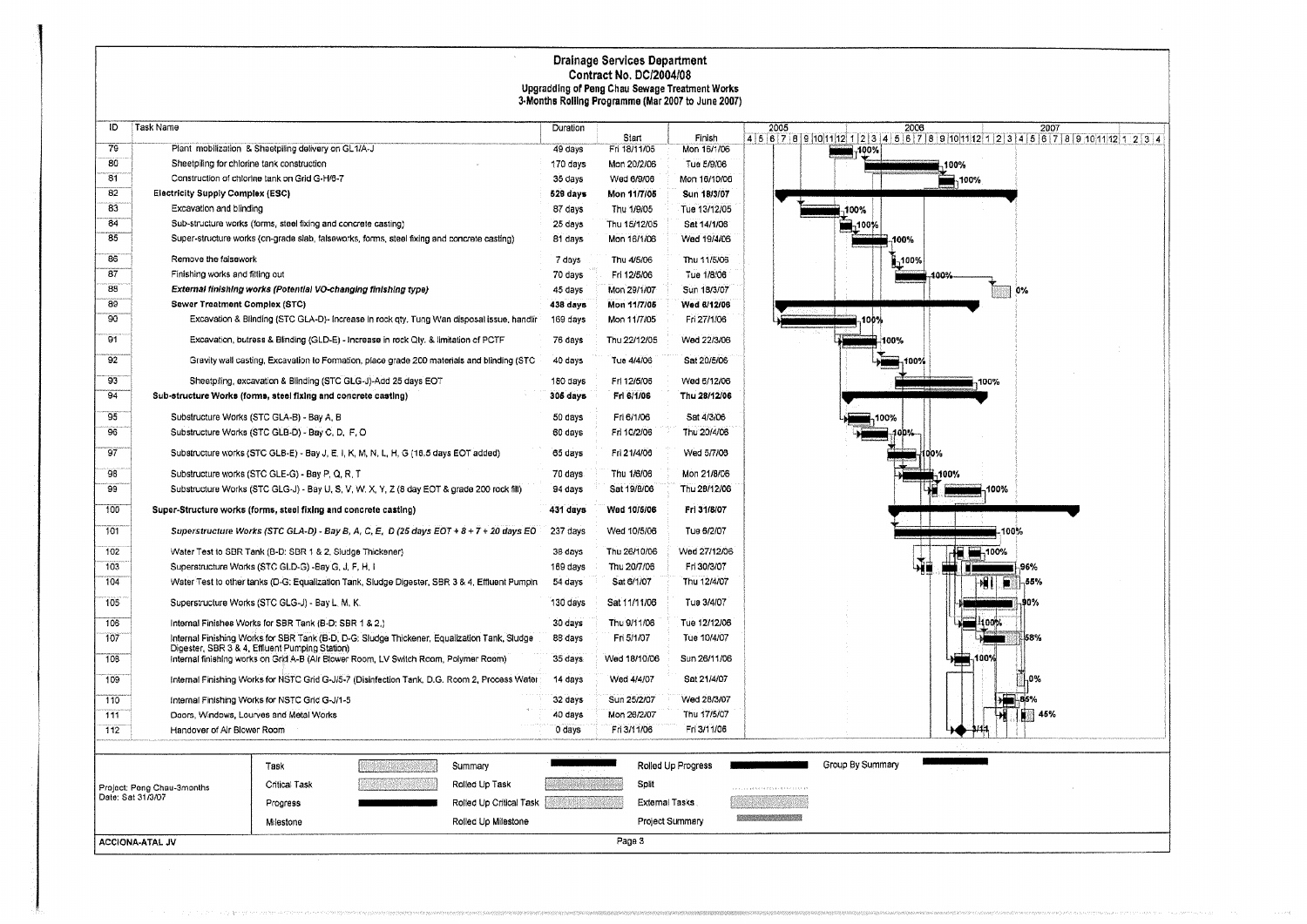# Drainage Services Department

## Contract No. DC/2004/08

### Upgradding of Peng Chau Sewage Treatment Works

### 3-Months Rolling Programme (Mar 2007 to June 2007)

| ID | Task Name | Duration | Start | Finish | Progress |
|---|---|---|---|---|---|
| 79 | Plant mobilization & Sheetpiling delivery on GL1/A-J | 49 days | Fri 18/11/05 | Mon 16/1/06 | 100% |
| 80 | Sheetpiling for chlorine tank construction | 170 days | Mon 20/2/06 | Tue 8/9/06 | 100% |
| 81 | Construction of chlorine tank on Grid G-H/6-7 | 35 days | Wed 6/9/06 | Mon 16/10/06 | 100% |
| 82 | **Electricity Supply Complex (ESC)** | **529 days** | **Mon 11/7/05** | **Sun 18/3/07** | |
| 83 | Excavation and blinding | 87 days | Thu 1/9/05 | Tue 13/12/05 | 100% |
| 84 | Sub-structure works (forms, steel fixing and concrete casting) | 25 days | Thu 15/12/05 | Sat 14/1/06 | 100% |
| 85 | Super-structure works (on-grade slab, falseworks, forms, steel fixing and concrete casting) | 81 days | Mon 16/1/06 | Wed 19/4/06 | 100% |
| 86 | Remove the falsework | 7 days | Thu 4/5/06 | Thu 11/5/06 | 100% |
| 87 | Finishing works and fitting out | 70 days | Fri 12/5/06 | Tue 1/8/06 | 100% |
| 88 | ***External finishing works (Potential VO-changing finishing type)*** | 45 days | Mon 29/1/07 | Sun 18/3/07 | 0% |
| 89 | **Sewer Treatment Complex (STC)** | **438 days** | **Mon 11/7/05** | **Wed 6/12/06** | |
| 90 | Excavation & Blinding (STC GLA-D)- Increase in rock qty. Tung Wan disposal issue, handlir | 169 days | Mon 11/7/05 | Fri 27/1/06 | 100% |
| 91 | Excavation, butress & Blinding (GLD-E) - Increase in rock Qty. & limitation of PCTF | 78 days | Thu 22/12/05 | Wed 22/3/06 | 100% |
| 92 | Gravity wall casting, Excavation to Formation, place grade 200 materials and blinding (STC | 40 days | Tue 4/4/06 | Sat 20/5/06 | 100% |
| 93 | Sheetpiling, excavation & Blinding (STC GLG-J)-Add 25 days EOT | 150 days | Fri 12/5/06 | Wed 6/12/06 | 100% |
| 94 | **Sub-structure Works (forms, steel fixing and concrete casting)** | **308 days** | **Fri 6/1/06** | **Thu 28/12/06** | |
| 95 | Substructure Works (STC GLA-B) - Bay A, B | 50 days | Fri 6/1/06 | Sat 4/3/06 | 100% |
| 96 | Substructure Works (STC GLB-D) - Bay C, D, F, O | 60 days | Fri 10/2/06 | Thu 20/4/06 | 100% |
| 97 | Substructure works (STC GLB-E) - Bay J, E, I, K, M, N, L, H, G (16.5 days EOT added) | 65 days | Fri 21/4/06 | Wed 5/7/06 | 100% |
| 98 | Substructure works (STC GLE-G) - Bay P, Q, R, T | 70 days | Thu 1/6/06 | Mon 21/8/06 | 100% |
| 99 | Substructure Works (STC GLG-J) - Bay U, S, V, W, X, Y, Z (8 day EOT & grade 200 rock fill) | 94 days | Sat 19/8/06 | Thu 28/12/06 | 100% |
| 100 | **Super-Structure works (forms, steel fixing and concrete casting)** | **431 days** | **Wed 10/5/06** | **Fri 31/8/07** | |
| 101 | *Superstructure Works (STC GLA-D) - Bay B, A, C, E, D (25 days EOT + 8 + 7 + 20 days EO* | 237 days | Wed 10/5/06 | Tue 6/2/07 | 100% |
| 102 | Water Test to SBR Tank (B-D: SBR 1 & 2, Sludge Thickener) | 38 days | Thu 26/10/06 | Wed 27/12/06 | 100% |
| 103 | Superstructure Works (STC GLD-G) -Bay G, J, F, H, I | 169 days | Thu 20/7/06 | Fri 30/3/07 | 96% |
| 104 | Water Test to other tanks (D-G: Equalization Tank, Sludge Digester, SBR 3 & 4, Effluent Pumpin | 54 days | Sat 6/1/07 | Thu 12/4/07 | 55% |
| 105 | Superstructure Works (STC GLG-J) - Bay L, M, K | 130 days | Sat 11/11/06 | Tue 3/4/07 | 90% |
| 106 | Internal Finishes Works for SBR Tank (B-D: SBR 1 & 2,) | 30 days | Thu 9/11/06 | Tue 12/12/06 | 100% |
| 107 | Internal Finishing Works for SBR Tank (B-D, D-G: Sludge Thickener, Equalization Tank, Sludge Digester, SBR 3 & 4, Effluent Pumping Station) | 88 days | Fri 5/1/07 | Tue 10/4/07 | 58% |
| 108 | Internal finishing works on Grid A-B (Air Blower Room, LV Switch Room, Polymer Room) | 35 days | Wed 18/10/06 | Sun 26/11/06 | 100% |
| 109 | Internal Finishing Works for NSTC Grid G-J/5-7 (Disinfection Tank, D.G. Room 2, Process Water | 14 days | Wed 4/4/07 | Sat 21/4/07 | 0% |
| 110 | Internal Finishing Works for NSTC Grid G-J/1-5 | 32 days | Sun 25/2/07 | Wed 28/3/07 | 85% |
| 111 | Doors, Windows, Louvres and Metal Works | 40 days | Mon 26/2/07 | Thu 17/5/07 | 45% |
| 112 | Handover of Air Blower Room | 0 days | Fri 3/11/06 | Fri 3/11/06 | 3/11 |

Project: Peng Chau-3months
Date: Sat 31/3/07

Legend: Task, Critical Task, Progress, Milestone, Summary, Rolled Up Task, Rolled Up Critical Task, Rolled Up Milestone, Rolled Up Progress, Split, External Tasks, Project Summary, Group By Summary

ACCIONA-ATAL JV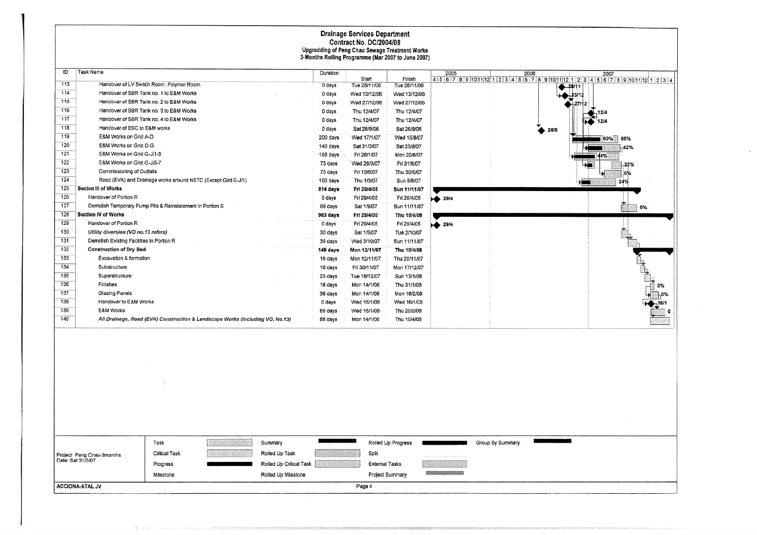# Drainage Services Department

## Contract No. DC/2004/08

### Upgradding of Peng Chau Sewage Treatment Works

### 3-Months Rolling Programme (Mar 2007 to June 2007)

| ID | Task Name | Duration | Start | Finish |
|---|---|---|---|---|
| 113 | Handover of LV Switch Room, Polymer Room | 0 days | Tue 28/11/06 | Tue 28/11/06 |
| 114 | Handover of SBR Tank no. 1 to E&M Works | 0 days | Wed 13/12/06 | Wed 13/12/06 |
| 115 | Handover of SBR Tank no. 2 to E&M Works | 0 days | Wed 27/12/06 | Wed 27/12/06 |
| 116 | Handover of SBR Tank no. 3 to E&M Works | 0 days | Thu 12/4/07 | Thu 12/4/07 |
| 117 | Handover of SBR Tank no. 4 to E&M Works | 0 days | Thu 12/4/07 | Thu 12/4/07 |
| 118 | Handover of ESC to E&M works | 0 days | Sat 26/8/06 | Sat 26/8/06 |
| 119 | E&M Works on Grid A-D | 200 days | Wed 17/1/07 | Wed 15/8/07 |
| 120 | E&M Works on Grid D-G | 140 days | Sat 31/3/07 | Sat 25/8/07 |
| 121 | E&M Works on Grid G-J/1-5 | 195 days | Fri 26/1/07 | Mon 20/8/07 |
| 122 | E&M Works on Grid G-J/5-7 | 73 days | Wed 28/3/07 | Fri 31/8/07 |
| 123 | Commissioning of Outfalls | 75 days | Fri 15/6/07 | Thu 30/8/07 |
| 124 | Road (EVA) and Drainage works around NSTC (Except Grid E-J/1) | 150 days | Thu 1/3/07 | Sun 5/8/07 |
| 125 | **Secion III of Works** | **814 days** | **Fri 29/4/05** | **Sun 11/11/07** |
| 126 | Handover of Portion R | 0 days | Fri 29/4/05 | Fri 29/4/05 |
| 127 | Demolish Temporary Pump Pits & Reinstatement in Portion S | 69 days | Sat 1/9/07 | Sun 11/11/07 |
| 128 | **Section IV of Works** | **963 days** | **Fri 29/4/05** | **Thu 10/4/08** |
| 129 | Handover of Portion R | 0 days | Fri 29/4/05 | Fri 29/4/05 |
| 130 | *Utility diversion (VO no.13 refers)* | 30 days | Sat 1/9/07 | Tue 2/10/07 |
| 131 | Demolish Existing Facilities in Portion R | 39 days | Wed 3/10/07 | Sun 11/11/07 |
| 132 | **Construction of Dry Bed** | **149 days** | **Mon 12/11/07** | **Thu 10/4/08** |
| 133 | Excavation & formation | 18 days | Mon 12/11/07 | Thu 29/11/07 |
| 134 | Substructure | 18 days | Fri 30/11/07 | Mon 17/12/07 |
| 135 | Superstructure | 25 days | Tue 18/12/07 | Sun 13/1/08 |
| 136 | Finishes | 18 days | Mon 14/1/08 | Thu 31/1/08 |
| 137 | Glazing Panels | 36 days | Mon 14/1/08 | Mon 18/2/08 |
| 138 | Handover to E&M Works | 0 days | Wed 16/1/08 | Wed 16/1/08 |
| 139 | E&M Works | 65 days | Wed 16/1/08 | Thu 20/3/08 |
| 140 | *All Drainage, Road (EVA) Construction & Landscape Works (including VO. No.13)* | 88 days | Mon 14/1/08 | Thu 10/4/08 |

2005 2006 2007

28/11
13/12
27/12
12/4
12/4
26/8
60% 60%
42%
44%
25%
0%
24%
29/4
0%
29/4
0%
0%
16/1
0

Project: Peng Chau-3months
Date: Sat 31/3/07

Task
Critical Task
Progress
Milestone
Summary
Rolled Up Task
Rolled Up Critical Task
Rolled Up Milestone
Rolled Up Progress
Split
External Tasks
Project Summary
Group By Summary

ACCIONA-ATAL JV